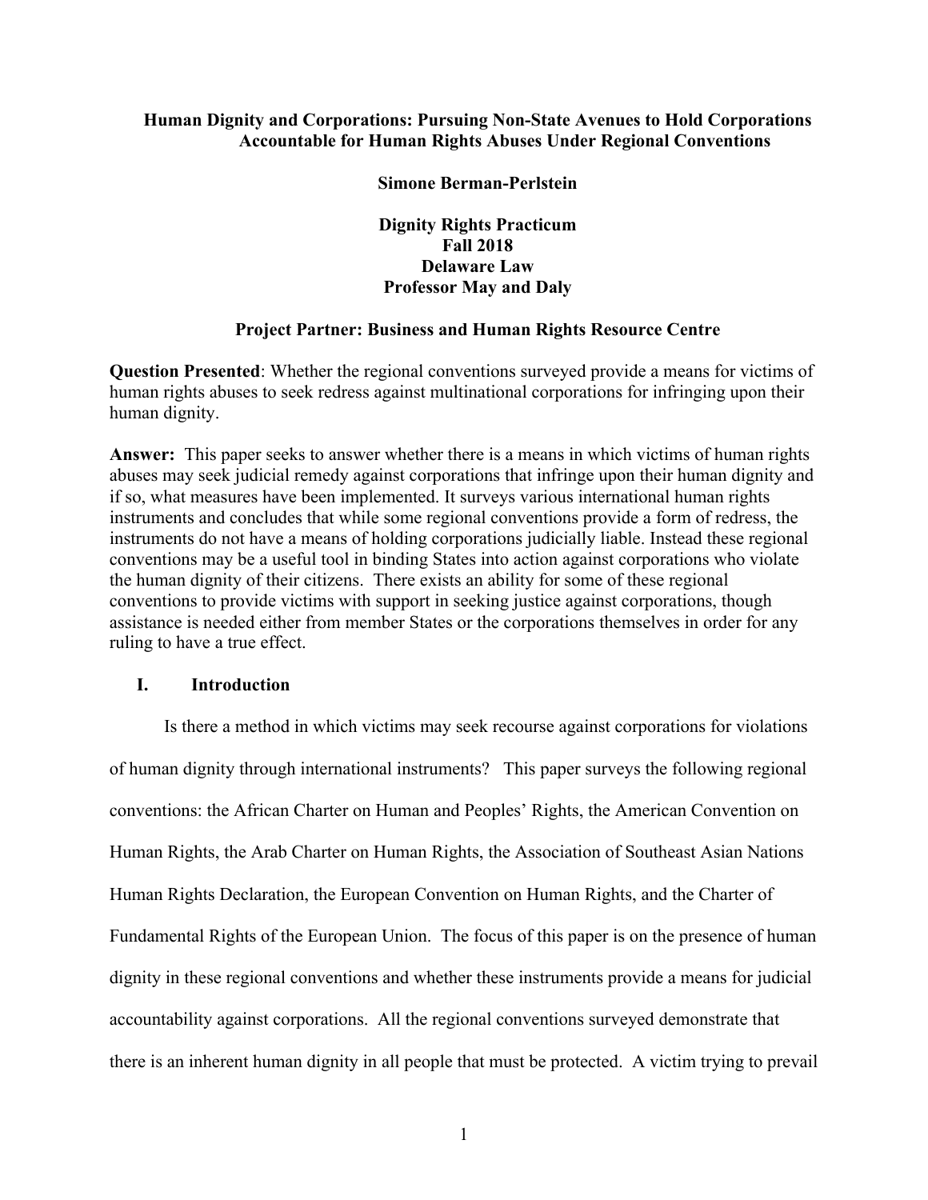# Human Dignity and Corporations: Pursuing Non-State Avenues to Hold Corporations Accountable for Human Rights Abuses Under Regional Conventions

**Simone Berman-Perlstein**

**Dignity Rights Practicum**
**Fall 2018**
**Delaware Law**
**Professor May and Daly**

**Project Partner: Business and Human Rights Resource Centre**

**Question Presented**: Whether the regional conventions surveyed provide a means for victims of human rights abuses to seek redress against multinational corporations for infringing upon their human dignity.

**Answer:** This paper seeks to answer whether there is a means in which victims of human rights abuses may seek judicial remedy against corporations that infringe upon their human dignity and if so, what measures have been implemented. It surveys various international human rights instruments and concludes that while some regional conventions provide a form of redress, the instruments do not have a means of holding corporations judicially liable. Instead these regional conventions may be a useful tool in binding States into action against corporations who violate the human dignity of their citizens. There exists an ability for some of these regional conventions to provide victims with support in seeking justice against corporations, though assistance is needed either from member States or the corporations themselves in order for any ruling to have a true effect.

## I. Introduction

Is there a method in which victims may seek recourse against corporations for violations of human dignity through international instruments? This paper surveys the following regional conventions: the African Charter on Human and Peoples' Rights, the American Convention on Human Rights, the Arab Charter on Human Rights, the Association of Southeast Asian Nations Human Rights Declaration, the European Convention on Human Rights, and the Charter of Fundamental Rights of the European Union. The focus of this paper is on the presence of human dignity in these regional conventions and whether these instruments provide a means for judicial accountability against corporations. All the regional conventions surveyed demonstrate that there is an inherent human dignity in all people that must be protected. A victim trying to prevail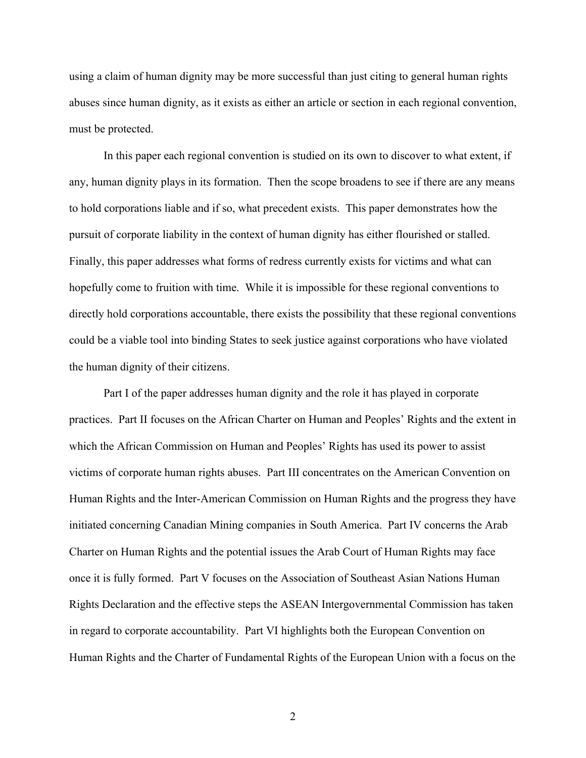using a claim of human dignity may be more successful than just citing to general human rights abuses since human dignity, as it exists as either an article or section in each regional convention, must be protected.

In this paper each regional convention is studied on its own to discover to what extent, if any, human dignity plays in its formation. Then the scope broadens to see if there are any means to hold corporations liable and if so, what precedent exists. This paper demonstrates how the pursuit of corporate liability in the context of human dignity has either flourished or stalled. Finally, this paper addresses what forms of redress currently exists for victims and what can hopefully come to fruition with time. While it is impossible for these regional conventions to directly hold corporations accountable, there exists the possibility that these regional conventions could be a viable tool into binding States to seek justice against corporations who have violated the human dignity of their citizens.

Part I of the paper addresses human dignity and the role it has played in corporate practices. Part II focuses on the African Charter on Human and Peoples' Rights and the extent in which the African Commission on Human and Peoples' Rights has used its power to assist victims of corporate human rights abuses. Part III concentrates on the American Convention on Human Rights and the Inter-American Commission on Human Rights and the progress they have initiated concerning Canadian Mining companies in South America. Part IV concerns the Arab Charter on Human Rights and the potential issues the Arab Court of Human Rights may face once it is fully formed. Part V focuses on the Association of Southeast Asian Nations Human Rights Declaration and the effective steps the ASEAN Intergovernmental Commission has taken in regard to corporate accountability. Part VI highlights both the European Convention on Human Rights and the Charter of Fundamental Rights of the European Union with a focus on the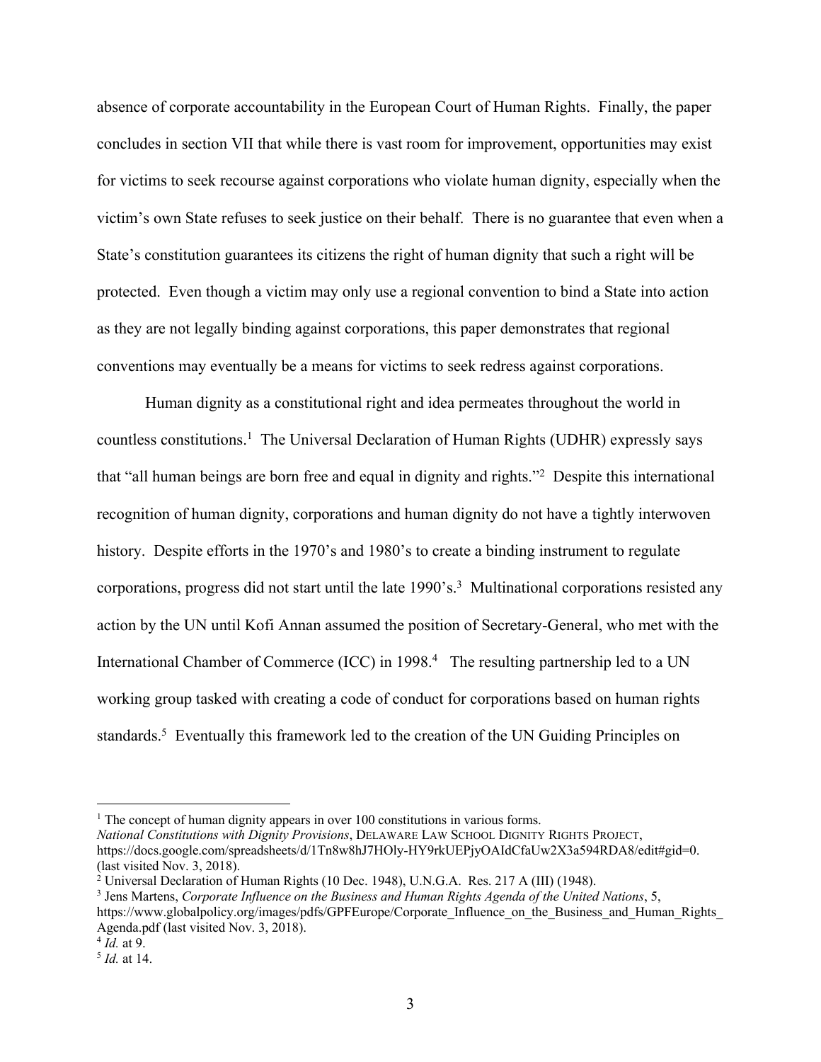absence of corporate accountability in the European Court of Human Rights. Finally, the paper concludes in section VII that while there is vast room for improvement, opportunities may exist for victims to seek recourse against corporations who violate human dignity, especially when the victim's own State refuses to seek justice on their behalf. There is no guarantee that even when a State's constitution guarantees its citizens the right of human dignity that such a right will be protected. Even though a victim may only use a regional convention to bind a State into action as they are not legally binding against corporations, this paper demonstrates that regional conventions may eventually be a means for victims to seek redress against corporations.

Human dignity as a constitutional right and idea permeates throughout the world in countless constitutions.[1] The Universal Declaration of Human Rights (UDHR) expressly says that "all human beings are born free and equal in dignity and rights."[2] Despite this international recognition of human dignity, corporations and human dignity do not have a tightly interwoven history. Despite efforts in the 1970's and 1980's to create a binding instrument to regulate corporations, progress did not start until the late 1990's.[3] Multinational corporations resisted any action by the UN until Kofi Annan assumed the position of Secretary-General, who met with the International Chamber of Commerce (ICC) in 1998.[4] The resulting partnership led to a UN working group tasked with creating a code of conduct for corporations based on human rights standards.[5] Eventually this framework led to the creation of the UN Guiding Principles on

---

[1] The concept of human dignity appears in over 100 constitutions in various forms. *National Constitutions with Dignity Provisions*, DELAWARE LAW SCHOOL DIGNITY RIGHTS PROJECT, https://docs.google.com/spreadsheets/d/1Tn8w8hJ7HOly-HY9rkUEPjyOAIdCfaUw2X3a594RDA8/edit#gid=0. (last visited Nov. 3, 2018).

[2] Universal Declaration of Human Rights (10 Dec. 1948), U.N.G.A. Res. 217 A (III) (1948).

[3] Jens Martens, *Corporate Influence on the Business and Human Rights Agenda of the United Nations*, 5, https://www.globalpolicy.org/images/pdfs/GPFEurope/Corporate_Influence_on_the_Business_and_Human_Rights_Agenda.pdf (last visited Nov. 3, 2018).

[4] *Id.* at 9.

[5] *Id.* at 14.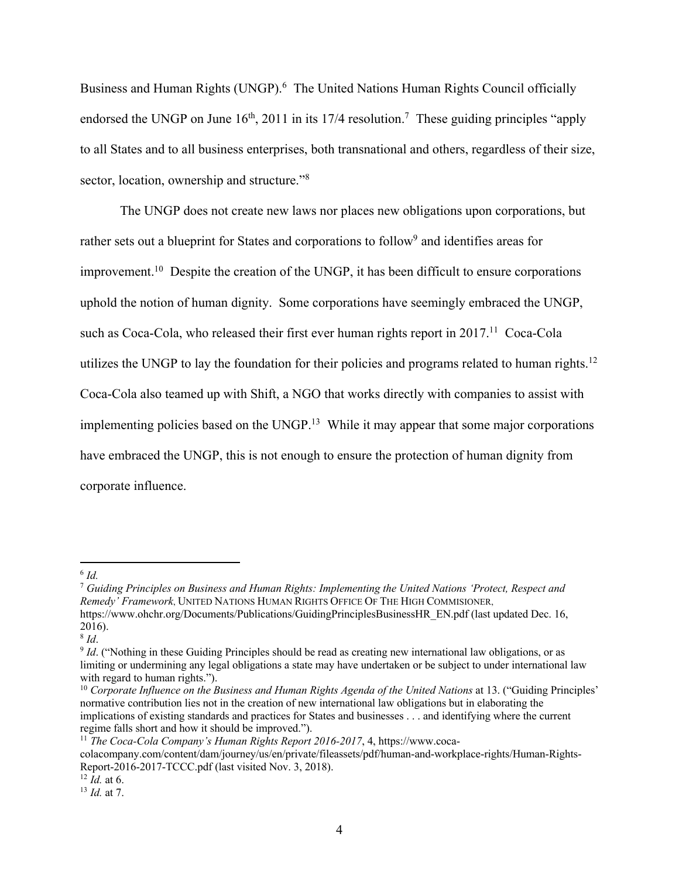Business and Human Rights (UNGP).[6] The United Nations Human Rights Council officially endorsed the UNGP on June 16th, 2011 in its 17/4 resolution.[7] These guiding principles "apply to all States and to all business enterprises, both transnational and others, regardless of their size, sector, location, ownership and structure."[8]

The UNGP does not create new laws nor places new obligations upon corporations, but rather sets out a blueprint for States and corporations to follow[9] and identifies areas for improvement.[10] Despite the creation of the UNGP, it has been difficult to ensure corporations uphold the notion of human dignity. Some corporations have seemingly embraced the UNGP, such as Coca-Cola, who released their first ever human rights report in 2017.[11] Coca-Cola utilizes the UNGP to lay the foundation for their policies and programs related to human rights.[12] Coca-Cola also teamed up with Shift, a NGO that works directly with companies to assist with implementing policies based on the UNGP.[13] While it may appear that some major corporations have embraced the UNGP, this is not enough to ensure the protection of human dignity from corporate influence.

---

[6] *Id.*

[7] *Guiding Principles on Business and Human Rights: Implementing the United Nations 'Protect, Respect and Remedy' Framework*, UNITED NATIONS HUMAN RIGHTS OFFICE OF THE HIGH COMMISIONER, https://www.ohchr.org/Documents/Publications/GuidingPrinciplesBusinessHR_EN.pdf (last updated Dec. 16, 2016).

[8] *Id*.

[9] *Id*. ("Nothing in these Guiding Principles should be read as creating new international law obligations, or as limiting or undermining any legal obligations a state may have undertaken or be subject to under international law with regard to human rights.").

[10] *Corporate Influence on the Business and Human Rights Agenda of the United Nations* at 13. ("Guiding Principles' normative contribution lies not in the creation of new international law obligations but in elaborating the implications of existing standards and practices for States and businesses . . . and identifying where the current regime falls short and how it should be improved.").

[11] *The Coca-Cola Company's Human Rights Report 2016-2017*, 4, https://www.coca-colacompany.com/content/dam/journey/us/en/private/fileassets/pdf/human-and-workplace-rights/Human-Rights-Report-2016-2017-TCCC.pdf (last visited Nov. 3, 2018).

[12] *Id.* at 6.

[13] *Id.* at 7.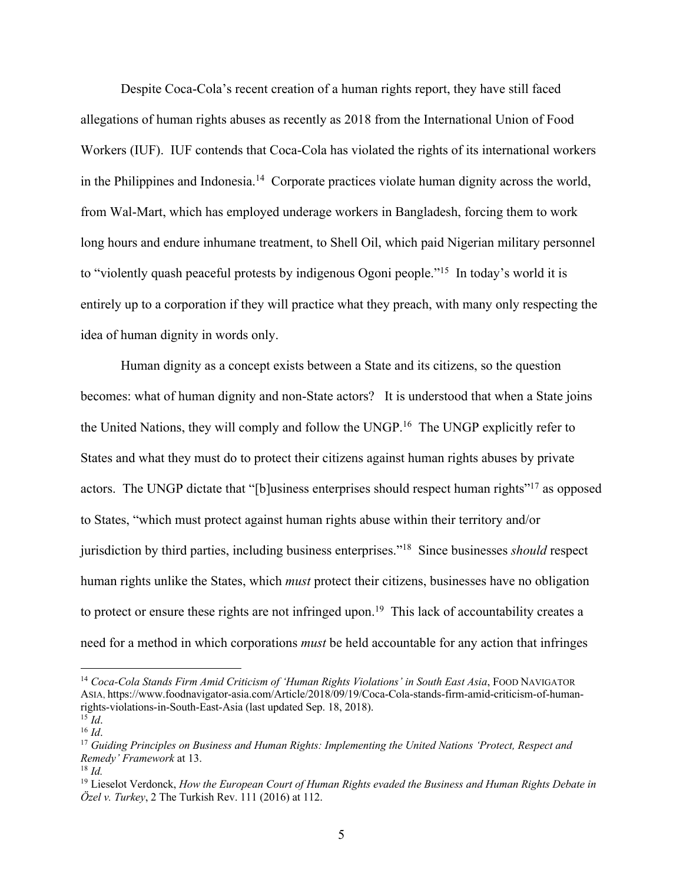Despite Coca-Cola's recent creation of a human rights report, they have still faced allegations of human rights abuses as recently as 2018 from the International Union of Food Workers (IUF). IUF contends that Coca-Cola has violated the rights of its international workers in the Philippines and Indonesia.[14] Corporate practices violate human dignity across the world, from Wal-Mart, which has employed underage workers in Bangladesh, forcing them to work long hours and endure inhumane treatment, to Shell Oil, which paid Nigerian military personnel to "violently quash peaceful protests by indigenous Ogoni people."[15] In today's world it is entirely up to a corporation if they will practice what they preach, with many only respecting the idea of human dignity in words only.

Human dignity as a concept exists between a State and its citizens, so the question becomes: what of human dignity and non-State actors? It is understood that when a State joins the United Nations, they will comply and follow the UNGP.[16] The UNGP explicitly refer to States and what they must do to protect their citizens against human rights abuses by private actors. The UNGP dictate that "[b]usiness enterprises should respect human rights"[17] as opposed to States, "which must protect against human rights abuse within their territory and/or jurisdiction by third parties, including business enterprises."[18] Since businesses *should* respect human rights unlike the States, which *must* protect their citizens, businesses have no obligation to protect or ensure these rights are not infringed upon.[19] This lack of accountability creates a need for a method in which corporations *must* be held accountable for any action that infringes

---

[14] *Coca-Cola Stands Firm Amid Criticism of 'Human Rights Violations' in South East Asia*, FOOD NAVIGATOR ASIA, https://www.foodnavigator-asia.com/Article/2018/09/19/Coca-Cola-stands-firm-amid-criticism-of-human-rights-violations-in-South-East-Asia (last updated Sep. 18, 2018).

[15] *Id*.

[16] *Id*.

[17] *Guiding Principles on Business and Human Rights: Implementing the United Nations 'Protect, Respect and Remedy' Framework* at 13.

[18] *Id.*

[19] Lieselot Verdonck, *How the European Court of Human Rights evaded the Business and Human Rights Debate in Özel v. Turkey*, 2 The Turkish Rev. 111 (2016) at 112.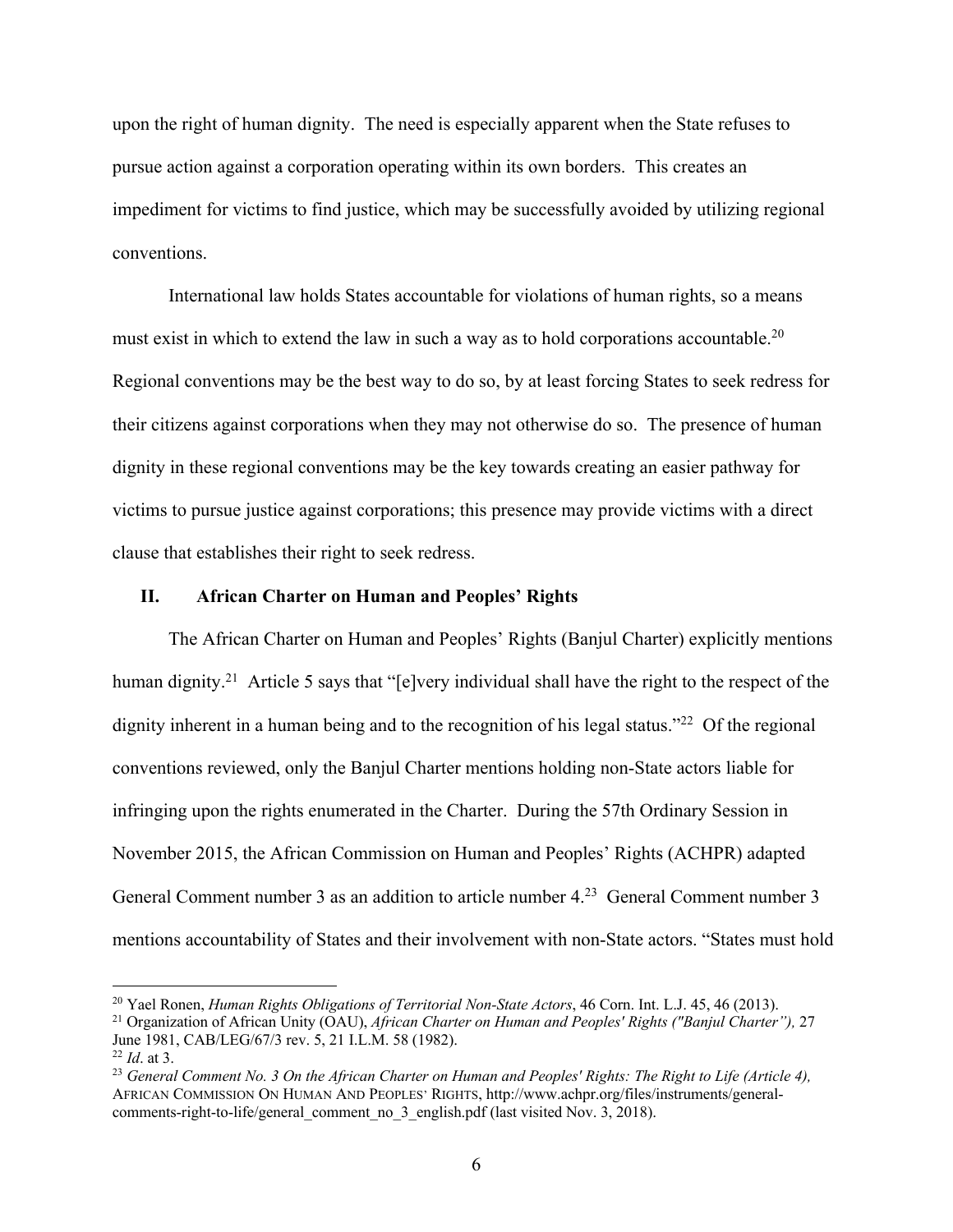upon the right of human dignity. The need is especially apparent when the State refuses to pursue action against a corporation operating within its own borders. This creates an impediment for victims to find justice, which may be successfully avoided by utilizing regional conventions.

International law holds States accountable for violations of human rights, so a means must exist in which to extend the law in such a way as to hold corporations accountable.[20] Regional conventions may be the best way to do so, by at least forcing States to seek redress for their citizens against corporations when they may not otherwise do so. The presence of human dignity in these regional conventions may be the key towards creating an easier pathway for victims to pursue justice against corporations; this presence may provide victims with a direct clause that establishes their right to seek redress.

## II. African Charter on Human and Peoples' Rights

The African Charter on Human and Peoples' Rights (Banjul Charter) explicitly mentions human dignity.[21] Article 5 says that "[e]very individual shall have the right to the respect of the dignity inherent in a human being and to the recognition of his legal status."[22] Of the regional conventions reviewed, only the Banjul Charter mentions holding non-State actors liable for infringing upon the rights enumerated in the Charter. During the 57th Ordinary Session in November 2015, the African Commission on Human and Peoples' Rights (ACHPR) adapted General Comment number 3 as an addition to article number 4.[23] General Comment number 3 mentions accountability of States and their involvement with non-State actors. "States must hold

---

[20] Yael Ronen, *Human Rights Obligations of Territorial Non-State Actors*, 46 Corn. Int. L.J. 45, 46 (2013).

[21] Organization of African Unity (OAU), *African Charter on Human and Peoples' Rights ("Banjul Charter"),* 27 June 1981, CAB/LEG/67/3 rev. 5, 21 I.L.M. 58 (1982).

[22] *Id*. at 3.

[23] *General Comment No. 3 On the African Charter on Human and Peoples' Rights: The Right to Life (Article 4),* AFRICAN COMMISSION ON HUMAN AND PEOPLES' RIGHTS, http://www.achpr.org/files/instruments/general-comments-right-to-life/general_comment_no_3_english.pdf (last visited Nov. 3, 2018).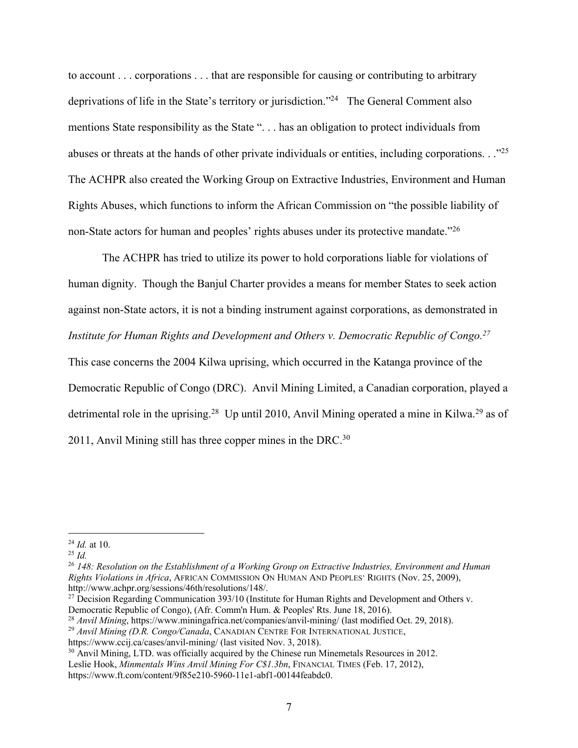to account . . . corporations . . . that are responsible for causing or contributing to arbitrary deprivations of life in the State's territory or jurisdiction."[24] The General Comment also mentions State responsibility as the State ". . . has an obligation to protect individuals from abuses or threats at the hands of other private individuals or entities, including corporations. . ."[25] The ACHPR also created the Working Group on Extractive Industries, Environment and Human Rights Abuses, which functions to inform the African Commission on "the possible liability of non-State actors for human and peoples' rights abuses under its protective mandate."[26]

The ACHPR has tried to utilize its power to hold corporations liable for violations of human dignity. Though the Banjul Charter provides a means for member States to seek action against non-State actors, it is not a binding instrument against corporations, as demonstrated in *Institute for Human Rights and Development and Others v. Democratic Republic of Congo.*[27] This case concerns the 2004 Kilwa uprising, which occurred in the Katanga province of the Democratic Republic of Congo (DRC). Anvil Mining Limited, a Canadian corporation, played a detrimental role in the uprising.[28] Up until 2010, Anvil Mining operated a mine in Kilwa.[29] as of 2011, Anvil Mining still has three copper mines in the DRC.[30]

---

[24] *Id.* at 10.

[25] *Id.*

[26] *148: Resolution on the Establishment of a Working Group on Extractive Industries, Environment and Human Rights Violations in Africa*, AFRICAN COMMISSION ON HUMAN AND PEOPLES' RIGHTS (Nov. 25, 2009), http://www.achpr.org/sessions/46th/resolutions/148/.

[27] Decision Regarding Communication 393/10 (Institute for Human Rights and Development and Others v. Democratic Republic of Congo), (Afr. Comm'n Hum. & Peoples' Rts. June 18, 2016).

[28] *Anvil Mining*, https://www.miningafrica.net/companies/anvil-mining/ (last modified Oct. 29, 2018).

[29] *Anvil Mining (D.R. Congo/Canada*, CANADIAN CENTRE FOR INTERNATIONAL JUSTICE, https://www.ccij.ca/cases/anvil-mining/ (last visited Nov. 3, 2018).

[30] Anvil Mining, LTD. was officially acquired by the Chinese run Minemetals Resources in 2012. Leslie Hook, *Minmentals Wins Anvil Mining For C$1.3bn*, FINANCIAL TIMES (Feb. 17, 2012), https://www.ft.com/content/9f85e210-5960-11e1-abf1-00144feabdc0.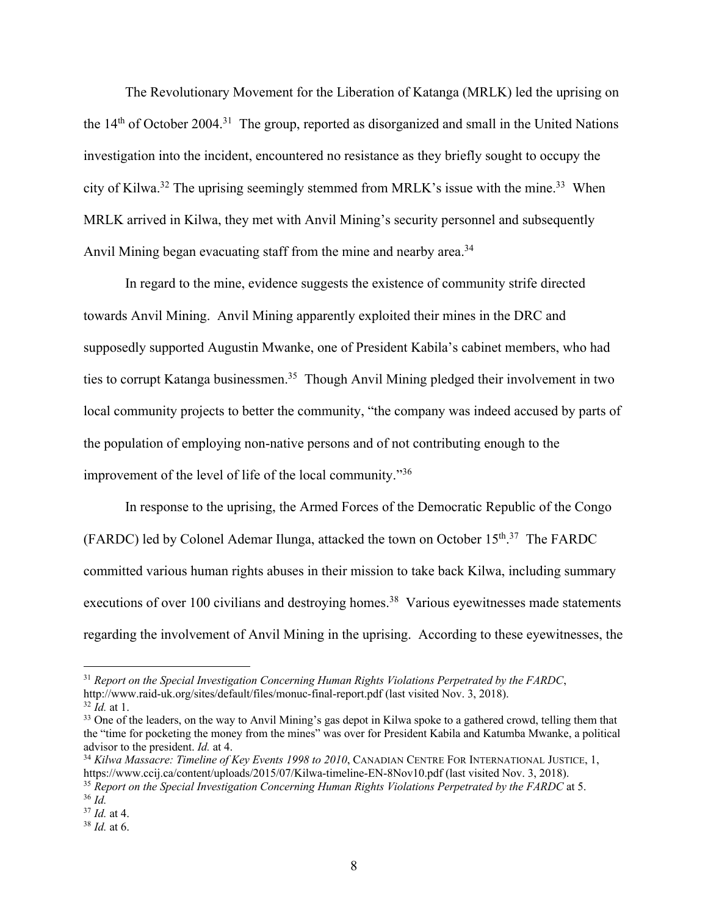The Revolutionary Movement for the Liberation of Katanga (MRLK) led the uprising on the 14th of October 2004.[31] The group, reported as disorganized and small in the United Nations investigation into the incident, encountered no resistance as they briefly sought to occupy the city of Kilwa.[32] The uprising seemingly stemmed from MRLK's issue with the mine.[33] When MRLK arrived in Kilwa, they met with Anvil Mining's security personnel and subsequently Anvil Mining began evacuating staff from the mine and nearby area.[34]

In regard to the mine, evidence suggests the existence of community strife directed towards Anvil Mining. Anvil Mining apparently exploited their mines in the DRC and supposedly supported Augustin Mwanke, one of President Kabila's cabinet members, who had ties to corrupt Katanga businessmen.[35] Though Anvil Mining pledged their involvement in two local community projects to better the community, "the company was indeed accused by parts of the population of employing non-native persons and of not contributing enough to the improvement of the level of life of the local community."[36]

In response to the uprising, the Armed Forces of the Democratic Republic of the Congo (FARDC) led by Colonel Ademar Ilunga, attacked the town on October 15th.[37] The FARDC committed various human rights abuses in their mission to take back Kilwa, including summary executions of over 100 civilians and destroying homes.[38] Various eyewitnesses made statements regarding the involvement of Anvil Mining in the uprising. According to these eyewitnesses, the

---

[31] *Report on the Special Investigation Concerning Human Rights Violations Perpetrated by the FARDC*, http://www.raid-uk.org/sites/default/files/monuc-final-report.pdf (last visited Nov. 3, 2018).

[32] *Id.* at 1.

[33] One of the leaders, on the way to Anvil Mining's gas depot in Kilwa spoke to a gathered crowd, telling them that the "time for pocketing the money from the mines" was over for President Kabila and Katumba Mwanke, a political advisor to the president. *Id.* at 4.

[34] *Kilwa Massacre: Timeline of Key Events 1998 to 2010*, CANADIAN CENTRE FOR INTERNATIONAL JUSTICE, 1, https://www.ccij.ca/content/uploads/2015/07/Kilwa-timeline-EN-8Nov10.pdf (last visited Nov. 3, 2018).

[35] *Report on the Special Investigation Concerning Human Rights Violations Perpetrated by the FARDC* at 5.

[36] *Id.*

[37] *Id.* at 4.

[38] *Id.* at 6.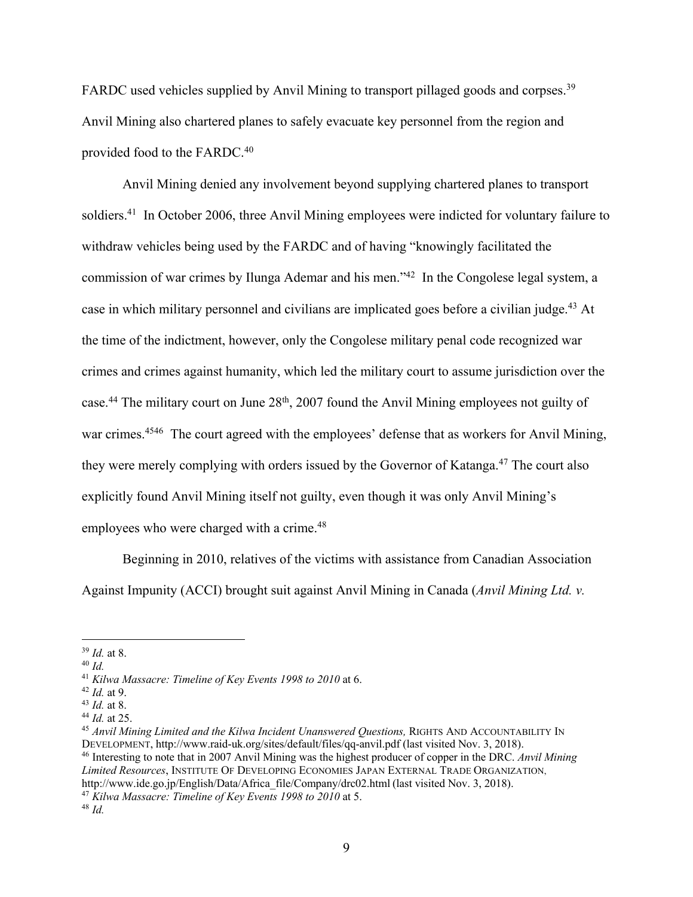FARDC used vehicles supplied by Anvil Mining to transport pillaged goods and corpses.[39] Anvil Mining also chartered planes to safely evacuate key personnel from the region and provided food to the FARDC.[40]

Anvil Mining denied any involvement beyond supplying chartered planes to transport soldiers.[41] In October 2006, three Anvil Mining employees were indicted for voluntary failure to withdraw vehicles being used by the FARDC and of having "knowingly facilitated the commission of war crimes by Ilunga Ademar and his men."[42] In the Congolese legal system, a case in which military personnel and civilians are implicated goes before a civilian judge.[43] At the time of the indictment, however, only the Congolese military penal code recognized war crimes and crimes against humanity, which led the military court to assume jurisdiction over the case.[44] The military court on June 28th, 2007 found the Anvil Mining employees not guilty of war crimes.[45][46] The court agreed with the employees' defense that as workers for Anvil Mining, they were merely complying with orders issued by the Governor of Katanga.[47] The court also explicitly found Anvil Mining itself not guilty, even though it was only Anvil Mining's employees who were charged with a crime.[48]

Beginning in 2010, relatives of the victims with assistance from Canadian Association Against Impunity (ACCI) brought suit against Anvil Mining in Canada (*Anvil Mining Ltd. v.*

---

[39] *Id.* at 8.

[40] *Id.*

[41] *Kilwa Massacre: Timeline of Key Events 1998 to 2010* at 6.

[42] *Id.* at 9.

[43] *Id.* at 8.

[44] *Id.* at 25.

[45] *Anvil Mining Limited and the Kilwa Incident Unanswered Questions,* RIGHTS AND ACCOUNTABILITY IN DEVELOPMENT, http://www.raid-uk.org/sites/default/files/qq-anvil.pdf (last visited Nov. 3, 2018).

[46] Interesting to note that in 2007 Anvil Mining was the highest producer of copper in the DRC. *Anvil Mining Limited Resources*, INSTITUTE OF DEVELOPING ECONOMIES JAPAN EXTERNAL TRADE ORGANIZATION, http://www.ide.go.jp/English/Data/Africa_file/Company/drc02.html (last visited Nov. 3, 2018).

[47] *Kilwa Massacre: Timeline of Key Events 1998 to 2010* at 5.

[48] *Id.*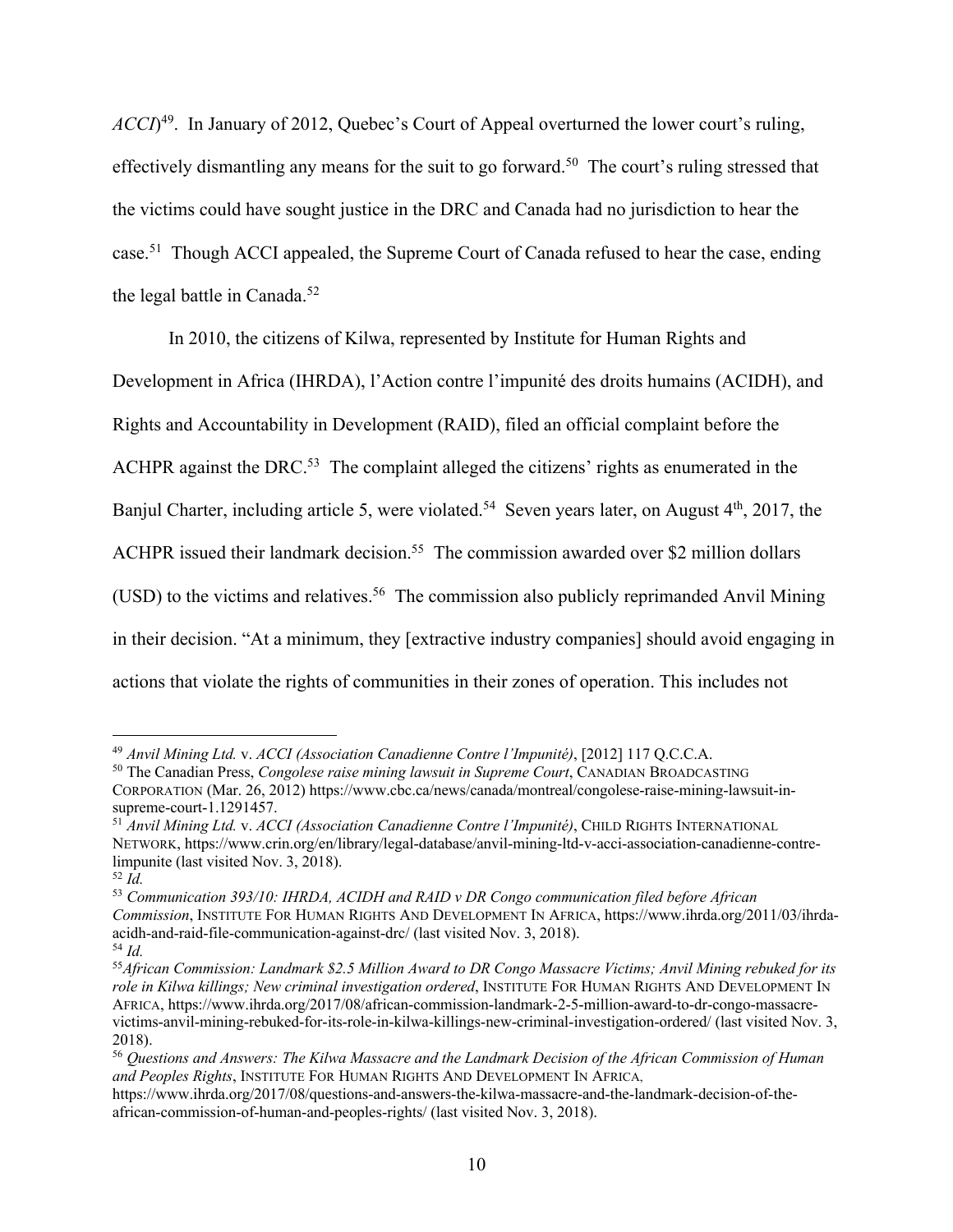*ACCI*)[49]. In January of 2012, Quebec's Court of Appeal overturned the lower court's ruling, effectively dismantling any means for the suit to go forward.[50] The court's ruling stressed that the victims could have sought justice in the DRC and Canada had no jurisdiction to hear the case.[51] Though ACCI appealed, the Supreme Court of Canada refused to hear the case, ending the legal battle in Canada.[52]

In 2010, the citizens of Kilwa, represented by Institute for Human Rights and Development in Africa (IHRDA), l'Action contre l'impunité des droits humains (ACIDH), and Rights and Accountability in Development (RAID), filed an official complaint before the ACHPR against the DRC.[53] The complaint alleged the citizens' rights as enumerated in the Banjul Charter, including article 5, were violated.[54] Seven years later, on August 4th, 2017, the ACHPR issued their landmark decision.[55] The commission awarded over $2 million dollars (USD) to the victims and relatives.[56] The commission also publicly reprimanded Anvil Mining in their decision. "At a minimum, they [extractive industry companies] should avoid engaging in actions that violate the rights of communities in their zones of operation. This includes not

---

[49] *Anvil Mining Ltd.* v. *ACCI (Association Canadienne Contre l'Impunité)*, [2012] 117 Q.C.C.A.

[50] The Canadian Press, *Congolese raise mining lawsuit in Supreme Court*, CANADIAN BROADCASTING CORPORATION (Mar. 26, 2012) https://www.cbc.ca/news/canada/montreal/congolese-raise-mining-lawsuit-in-supreme-court-1.1291457.

[51] *Anvil Mining Ltd.* v. *ACCI (Association Canadienne Contre l'Impunité)*, CHILD RIGHTS INTERNATIONAL NETWORK, https://www.crin.org/en/library/legal-database/anvil-mining-ltd-v-acci-association-canadienne-contre-limpunite (last visited Nov. 3, 2018).

[52] *Id.*

[53] *Communication 393/10: IHRDA, ACIDH and RAID v DR Congo communication filed before African Commission*, INSTITUTE FOR HUMAN RIGHTS AND DEVELOPMENT IN AFRICA, https://www.ihrda.org/2011/03/ihrda-acidh-and-raid-file-communication-against-drc/ (last visited Nov. 3, 2018).

[54] *Id.*

[55] *African Commission: Landmark $2.5 Million Award to DR Congo Massacre Victims; Anvil Mining rebuked for its role in Kilwa killings; New criminal investigation ordered*, INSTITUTE FOR HUMAN RIGHTS AND DEVELOPMENT IN AFRICA, https://www.ihrda.org/2017/08/african-commission-landmark-2-5-million-award-to-dr-congo-massacre-victims-anvil-mining-rebuked-for-its-role-in-kilwa-killings-new-criminal-investigation-ordered/ (last visited Nov. 3, 2018).

[56] *Questions and Answers: The Kilwa Massacre and the Landmark Decision of the African Commission of Human and Peoples Rights*, INSTITUTE FOR HUMAN RIGHTS AND DEVELOPMENT IN AFRICA, https://www.ihrda.org/2017/08/questions-and-answers-the-kilwa-massacre-and-the-landmark-decision-of-the-african-commission-of-human-and-peoples-rights/ (last visited Nov. 3, 2018).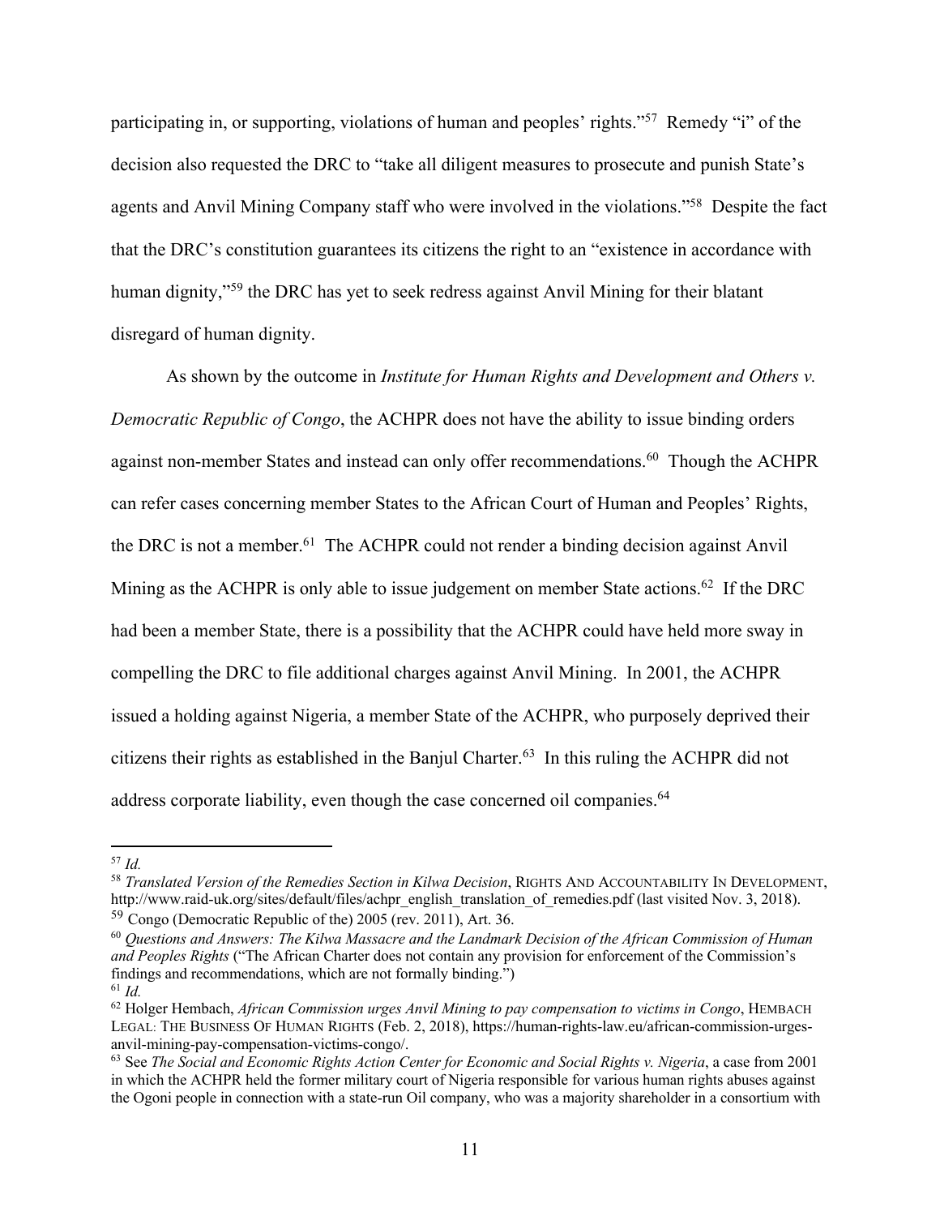participating in, or supporting, violations of human and peoples' rights."[57] Remedy "i" of the decision also requested the DRC to "take all diligent measures to prosecute and punish State's agents and Anvil Mining Company staff who were involved in the violations."[58] Despite the fact that the DRC's constitution guarantees its citizens the right to an "existence in accordance with human dignity,"[59] the DRC has yet to seek redress against Anvil Mining for their blatant disregard of human dignity.

As shown by the outcome in *Institute for Human Rights and Development and Others v. Democratic Republic of Congo*, the ACHPR does not have the ability to issue binding orders against non-member States and instead can only offer recommendations.[60] Though the ACHPR can refer cases concerning member States to the African Court of Human and Peoples' Rights, the DRC is not a member.[61] The ACHPR could not render a binding decision against Anvil Mining as the ACHPR is only able to issue judgement on member State actions.[62] If the DRC had been a member State, there is a possibility that the ACHPR could have held more sway in compelling the DRC to file additional charges against Anvil Mining. In 2001, the ACHPR issued a holding against Nigeria, a member State of the ACHPR, who purposely deprived their citizens their rights as established in the Banjul Charter.[63] In this ruling the ACHPR did not address corporate liability, even though the case concerned oil companies.[64]

---

[57] *Id.*

[58] *Translated Version of the Remedies Section in Kilwa Decision*, RIGHTS AND ACCOUNTABILITY IN DEVELOPMENT, http://www.raid-uk.org/sites/default/files/achpr_english_translation_of_remedies.pdf (last visited Nov. 3, 2018).

[59] Congo (Democratic Republic of the) 2005 (rev. 2011), Art. 36.

[60] *Questions and Answers: The Kilwa Massacre and the Landmark Decision of the African Commission of Human and Peoples Rights* ("The African Charter does not contain any provision for enforcement of the Commission's findings and recommendations, which are not formally binding.")

[61] *Id.*

[62] Holger Hembach, *African Commission urges Anvil Mining to pay compensation to victims in Congo*, HEMBACH LEGAL: THE BUSINESS OF HUMAN RIGHTS (Feb. 2, 2018), https://human-rights-law.eu/african-commission-urges-anvil-mining-pay-compensation-victims-congo/.

[63] See *The Social and Economic Rights Action Center for Economic and Social Rights v. Nigeria*, a case from 2001 in which the ACHPR held the former military court of Nigeria responsible for various human rights abuses against the Ogoni people in connection with a state-run Oil company, who was a majority shareholder in a consortium with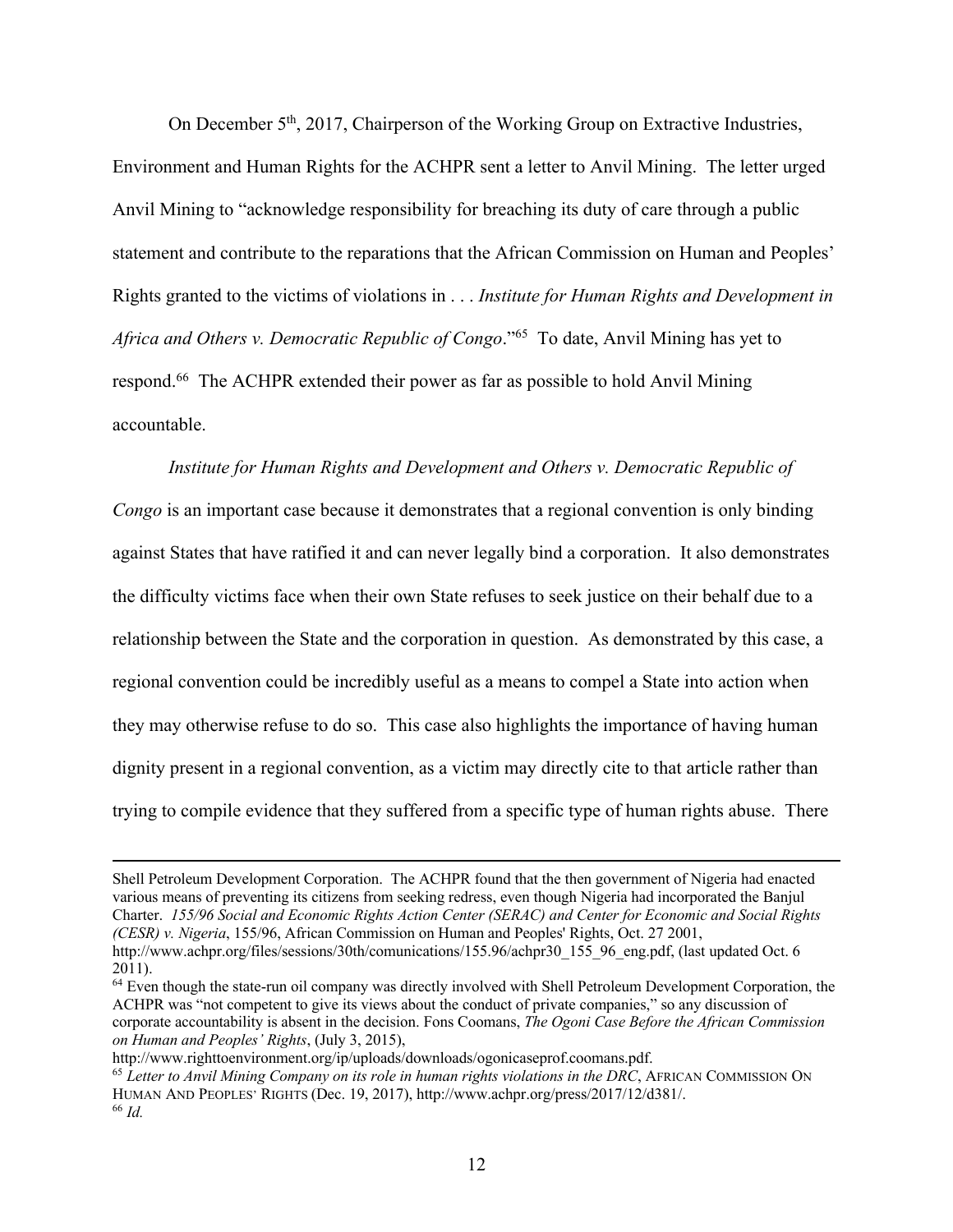On December 5th, 2017, Chairperson of the Working Group on Extractive Industries, Environment and Human Rights for the ACHPR sent a letter to Anvil Mining. The letter urged Anvil Mining to "acknowledge responsibility for breaching its duty of care through a public statement and contribute to the reparations that the African Commission on Human and Peoples' Rights granted to the victims of violations in . . . *Institute for Human Rights and Development in Africa and Others v. Democratic Republic of Congo*."[65] To date, Anvil Mining has yet to respond.[66] The ACHPR extended their power as far as possible to hold Anvil Mining accountable.

*Institute for Human Rights and Development and Others v. Democratic Republic of Congo* is an important case because it demonstrates that a regional convention is only binding against States that have ratified it and can never legally bind a corporation. It also demonstrates the difficulty victims face when their own State refuses to seek justice on their behalf due to a relationship between the State and the corporation in question. As demonstrated by this case, a regional convention could be incredibly useful as a means to compel a State into action when they may otherwise refuse to do so. This case also highlights the importance of having human dignity present in a regional convention, as a victim may directly cite to that article rather than trying to compile evidence that they suffered from a specific type of human rights abuse. There

---

Shell Petroleum Development Corporation. The ACHPR found that the then government of Nigeria had enacted various means of preventing its citizens from seeking redress, even though Nigeria had incorporated the Banjul Charter. *155/96 Social and Economic Rights Action Center (SERAC) and Center for Economic and Social Rights (CESR) v. Nigeria*, 155/96, African Commission on Human and Peoples' Rights, Oct. 27 2001, http://www.achpr.org/files/sessions/30th/comunications/155.96/achpr30_155_96_eng.pdf, (last updated Oct. 6 2011).

[64] Even though the state-run oil company was directly involved with Shell Petroleum Development Corporation, the ACHPR was "not competent to give its views about the conduct of private companies," so any discussion of corporate accountability is absent in the decision. Fons Coomans, *The Ogoni Case Before the African Commission on Human and Peoples' Rights*, (July 3, 2015), http://www.righttoenvironment.org/ip/uploads/downloads/ogonicaseprof.coomans.pdf.

[65] *Letter to Anvil Mining Company on its role in human rights violations in the DRC*, AFRICAN COMMISSION ON HUMAN AND PEOPLES' RIGHTS (Dec. 19, 2017), http://www.achpr.org/press/2017/12/d381/.

[66] *Id.*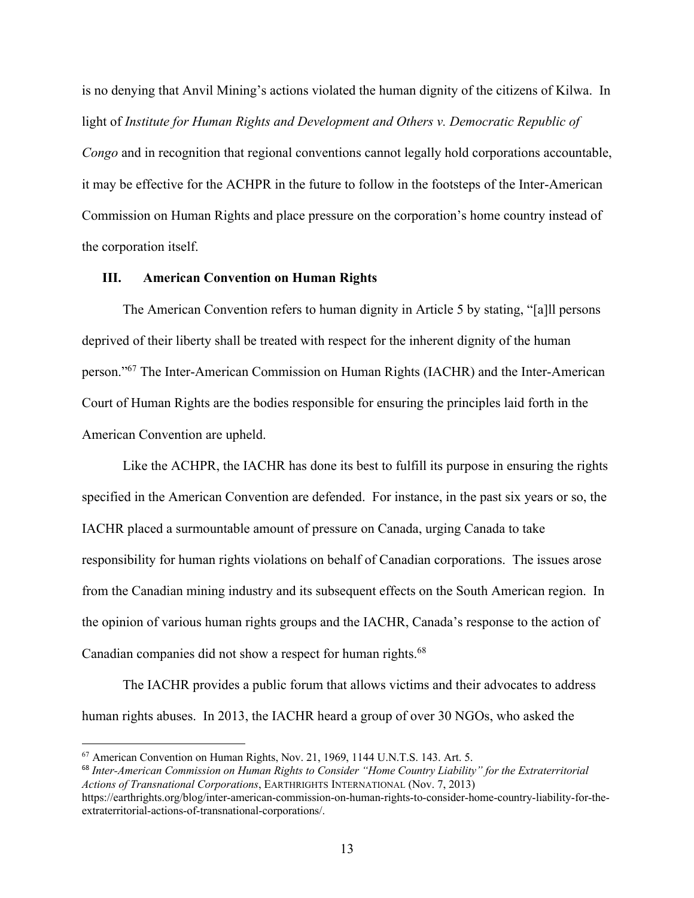is no denying that Anvil Mining's actions violated the human dignity of the citizens of Kilwa. In light of *Institute for Human Rights and Development and Others v. Democratic Republic of Congo* and in recognition that regional conventions cannot legally hold corporations accountable, it may be effective for the ACHPR in the future to follow in the footsteps of the Inter-American Commission on Human Rights and place pressure on the corporation's home country instead of the corporation itself.

## III. American Convention on Human Rights

The American Convention refers to human dignity in Article 5 by stating, "[a]ll persons deprived of their liberty shall be treated with respect for the inherent dignity of the human person."[67] The Inter-American Commission on Human Rights (IACHR) and the Inter-American Court of Human Rights are the bodies responsible for ensuring the principles laid forth in the American Convention are upheld.

Like the ACHPR, the IACHR has done its best to fulfill its purpose in ensuring the rights specified in the American Convention are defended. For instance, in the past six years or so, the IACHR placed a surmountable amount of pressure on Canada, urging Canada to take responsibility for human rights violations on behalf of Canadian corporations. The issues arose from the Canadian mining industry and its subsequent effects on the South American region. In the opinion of various human rights groups and the IACHR, Canada's response to the action of Canadian companies did not show a respect for human rights.[68]

The IACHR provides a public forum that allows victims and their advocates to address human rights abuses. In 2013, the IACHR heard a group of over 30 NGOs, who asked the

---

[67] American Convention on Human Rights, Nov. 21, 1969, 1144 U.N.T.S. 143. Art. 5.

[68] *Inter-American Commission on Human Rights to Consider "Home Country Liability" for the Extraterritorial Actions of Transnational Corporations*, EARTHRIGHTS INTERNATIONAL (Nov. 7, 2013) https://earthrights.org/blog/inter-american-commission-on-human-rights-to-consider-home-country-liability-for-the-extraterritorial-actions-of-transnational-corporations/.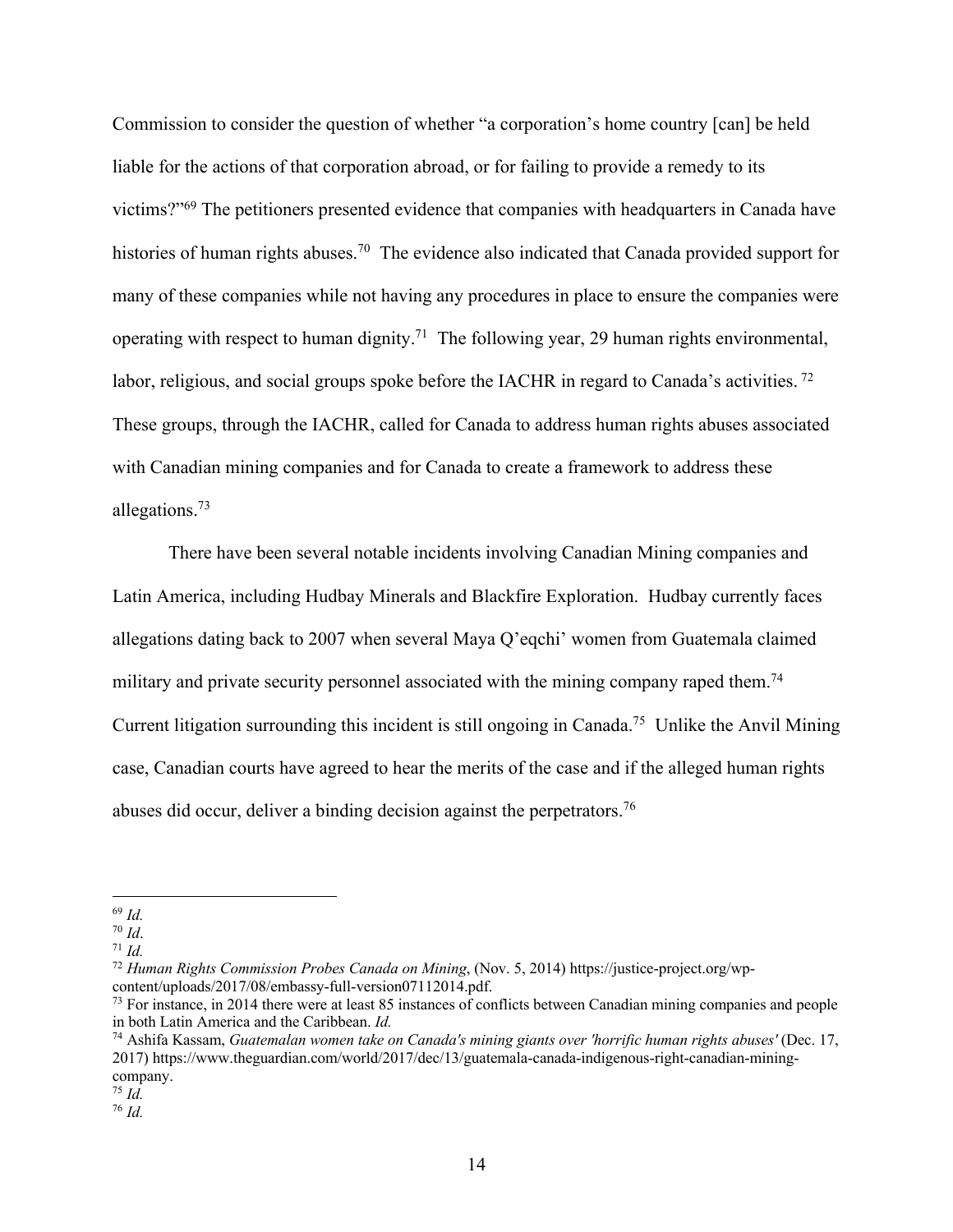Commission to consider the question of whether "a corporation's home country [can] be held liable for the actions of that corporation abroad, or for failing to provide a remedy to its victims?"[69] The petitioners presented evidence that companies with headquarters in Canada have histories of human rights abuses.[70] The evidence also indicated that Canada provided support for many of these companies while not having any procedures in place to ensure the companies were operating with respect to human dignity.[71] The following year, 29 human rights environmental, labor, religious, and social groups spoke before the IACHR in regard to Canada's activities.[72] These groups, through the IACHR, called for Canada to address human rights abuses associated with Canadian mining companies and for Canada to create a framework to address these allegations.[73]

There have been several notable incidents involving Canadian Mining companies and Latin America, including Hudbay Minerals and Blackfire Exploration. Hudbay currently faces allegations dating back to 2007 when several Maya Q'eqchi' women from Guatemala claimed military and private security personnel associated with the mining company raped them.[74] Current litigation surrounding this incident is still ongoing in Canada.[75] Unlike the Anvil Mining case, Canadian courts have agreed to hear the merits of the case and if the alleged human rights abuses did occur, deliver a binding decision against the perpetrators.[76]

---

[69] *Id.*

[70] *Id*.

[71] *Id.*

[72] *Human Rights Commission Probes Canada on Mining*, (Nov. 5, 2014) https://justice-project.org/wp-content/uploads/2017/08/embassy-full-version07112014.pdf.

[73] For instance, in 2014 there were at least 85 instances of conflicts between Canadian mining companies and people in both Latin America and the Caribbean. *Id.*

[74] Ashifa Kassam, *Guatemalan women take on Canada's mining giants over 'horrific human rights abuses'* (Dec. 17, 2017) https://www.theguardian.com/world/2017/dec/13/guatemala-canada-indigenous-right-canadian-mining-company.

[75] *Id.*

[76] *Id.*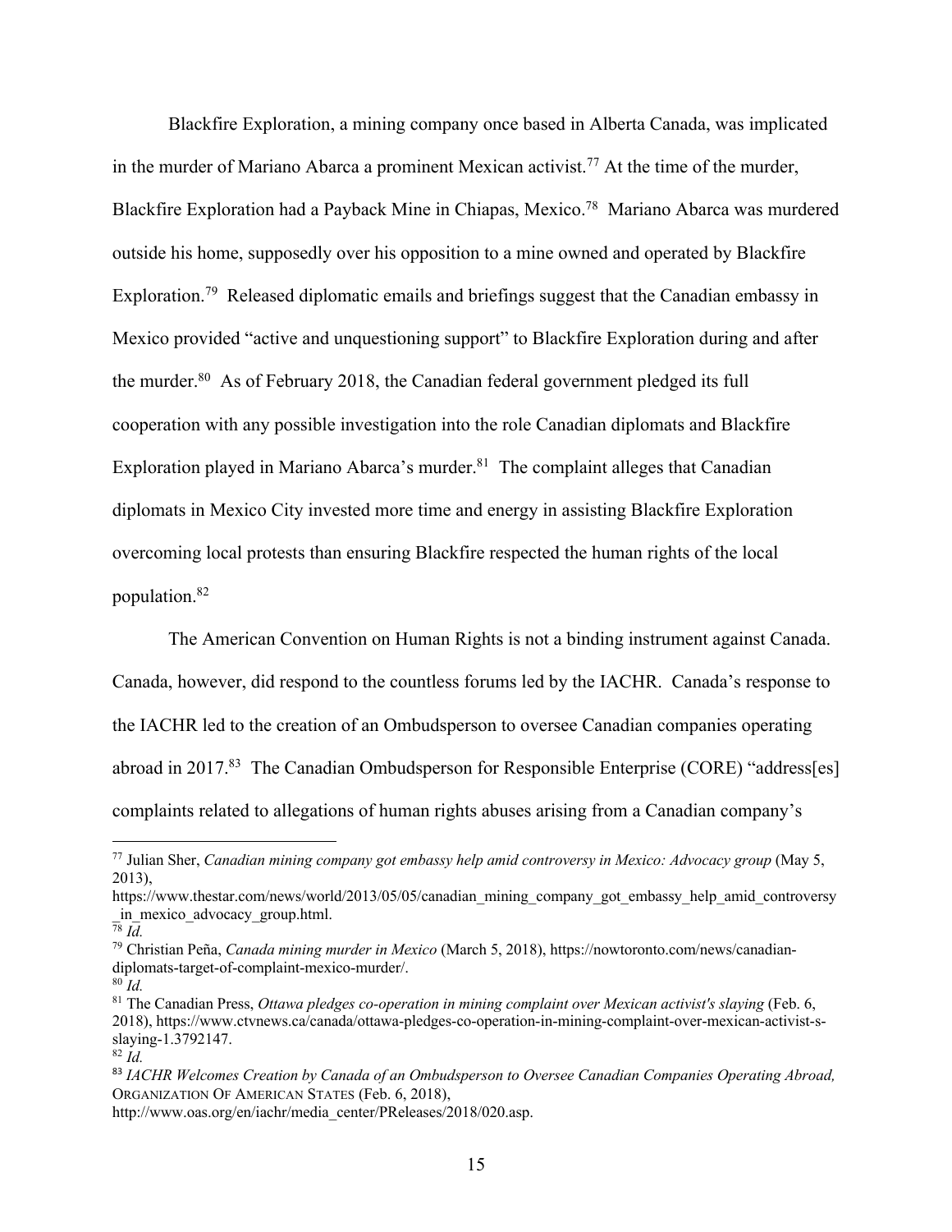Blackfire Exploration, a mining company once based in Alberta Canada, was implicated in the murder of Mariano Abarca a prominent Mexican activist.[77] At the time of the murder, Blackfire Exploration had a Payback Mine in Chiapas, Mexico.[78] Mariano Abarca was murdered outside his home, supposedly over his opposition to a mine owned and operated by Blackfire Exploration.[79] Released diplomatic emails and briefings suggest that the Canadian embassy in Mexico provided "active and unquestioning support" to Blackfire Exploration during and after the murder.[80] As of February 2018, the Canadian federal government pledged its full cooperation with any possible investigation into the role Canadian diplomats and Blackfire Exploration played in Mariano Abarca's murder.[81] The complaint alleges that Canadian diplomats in Mexico City invested more time and energy in assisting Blackfire Exploration overcoming local protests than ensuring Blackfire respected the human rights of the local population.[82]

The American Convention on Human Rights is not a binding instrument against Canada. Canada, however, did respond to the countless forums led by the IACHR. Canada's response to the IACHR led to the creation of an Ombudsperson to oversee Canadian companies operating abroad in 2017.[83] The Canadian Ombudsperson for Responsible Enterprise (CORE) "address[es] complaints related to allegations of human rights abuses arising from a Canadian company's

---

[77] Julian Sher, *Canadian mining company got embassy help amid controversy in Mexico: Advocacy group* (May 5, 2013), https://www.thestar.com/news/world/2013/05/05/canadian_mining_company_got_embassy_help_amid_controversy_in_mexico_advocacy_group.html.

[78] *Id.*

[79] Christian Peña, *Canada mining murder in Mexico* (March 5, 2018), https://nowtoronto.com/news/canadian-diplomats-target-of-complaint-mexico-murder/.

[80] *Id.*

[81] The Canadian Press, *Ottawa pledges co-operation in mining complaint over Mexican activist's slaying* (Feb. 6, 2018), https://www.ctvnews.ca/canada/ottawa-pledges-co-operation-in-mining-complaint-over-mexican-activist-s-slaying-1.3792147.

[82] *Id.*

[83] *IACHR Welcomes Creation by Canada of an Ombudsperson to Oversee Canadian Companies Operating Abroad,* ORGANIZATION OF AMERICAN STATES (Feb. 6, 2018), http://www.oas.org/en/iachr/media_center/PReleases/2018/020.asp.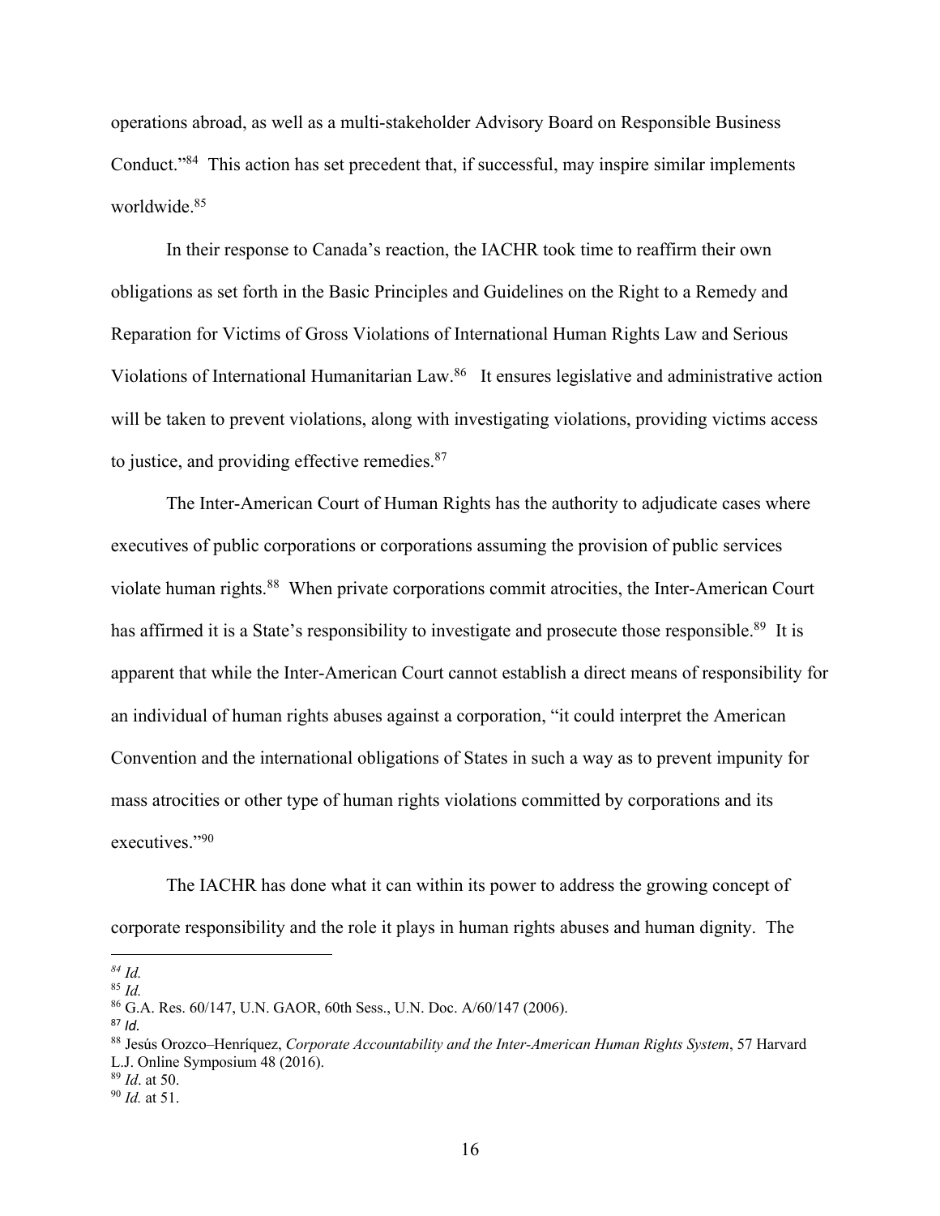operations abroad, as well as a multi-stakeholder Advisory Board on Responsible Business Conduct."[84] This action has set precedent that, if successful, may inspire similar implements worldwide.[85]

In their response to Canada's reaction, the IACHR took time to reaffirm their own obligations as set forth in the Basic Principles and Guidelines on the Right to a Remedy and Reparation for Victims of Gross Violations of International Human Rights Law and Serious Violations of International Humanitarian Law.[86] It ensures legislative and administrative action will be taken to prevent violations, along with investigating violations, providing victims access to justice, and providing effective remedies.[87]

The Inter-American Court of Human Rights has the authority to adjudicate cases where executives of public corporations or corporations assuming the provision of public services violate human rights.[88] When private corporations commit atrocities, the Inter-American Court has affirmed it is a State's responsibility to investigate and prosecute those responsible.[89] It is apparent that while the Inter-American Court cannot establish a direct means of responsibility for an individual of human rights abuses against a corporation, "it could interpret the American Convention and the international obligations of States in such a way as to prevent impunity for mass atrocities or other type of human rights violations committed by corporations and its executives."[90]

The IACHR has done what it can within its power to address the growing concept of corporate responsibility and the role it plays in human rights abuses and human dignity. The

---

[84] *Id.*
[85] *Id.*
[86] G.A. Res. 60/147, U.N. GAOR, 60th Sess., U.N. Doc. A/60/147 (2006).
[87] *Id.*
[88] Jesús Orozco–Henríquez, *Corporate Accountability and the Inter-American Human Rights System*, 57 Harvard L.J. Online Symposium 48 (2016).
[89] *Id*. at 50.
[90] *Id.* at 51.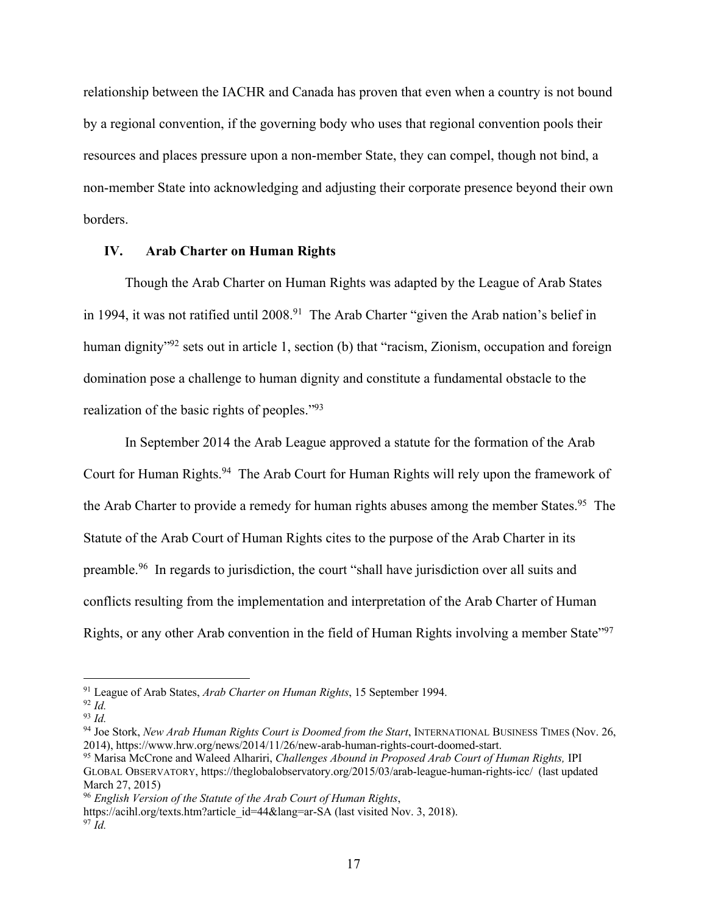relationship between the IACHR and Canada has proven that even when a country is not bound by a regional convention, if the governing body who uses that regional convention pools their resources and places pressure upon a non-member State, they can compel, though not bind, a non-member State into acknowledging and adjusting their corporate presence beyond their own borders.

## IV. Arab Charter on Human Rights

Though the Arab Charter on Human Rights was adapted by the League of Arab States in 1994, it was not ratified until 2008.[91] The Arab Charter "given the Arab nation's belief in human dignity"[92] sets out in article 1, section (b) that "racism, Zionism, occupation and foreign domination pose a challenge to human dignity and constitute a fundamental obstacle to the realization of the basic rights of peoples."[93]

In September 2014 the Arab League approved a statute for the formation of the Arab Court for Human Rights.[94] The Arab Court for Human Rights will rely upon the framework of the Arab Charter to provide a remedy for human rights abuses among the member States.[95] The Statute of the Arab Court of Human Rights cites to the purpose of the Arab Charter in its preamble.[96] In regards to jurisdiction, the court "shall have jurisdiction over all suits and conflicts resulting from the implementation and interpretation of the Arab Charter of Human Rights, or any other Arab convention in the field of Human Rights involving a member State"[97]

---

[91] League of Arab States, *Arab Charter on Human Rights*, 15 September 1994.

[92] *Id.*

[93] *Id.*

[94] Joe Stork, *New Arab Human Rights Court is Doomed from the Start*, INTERNATIONAL BUSINESS TIMES (Nov. 26, 2014), https://www.hrw.org/news/2014/11/26/new-arab-human-rights-court-doomed-start.

[95] Marisa McCrone and Waleed Alhariri, *Challenges Abound in Proposed Arab Court of Human Rights,* IPI GLOBAL OBSERVATORY, https://theglobalobservatory.org/2015/03/arab-league-human-rights-icc/ (last updated March 27, 2015)

[96] *English Version of the Statute of the Arab Court of Human Rights*, https://acihl.org/texts.htm?article_id=44&lang=ar-SA (last visited Nov. 3, 2018).

[97] *Id.*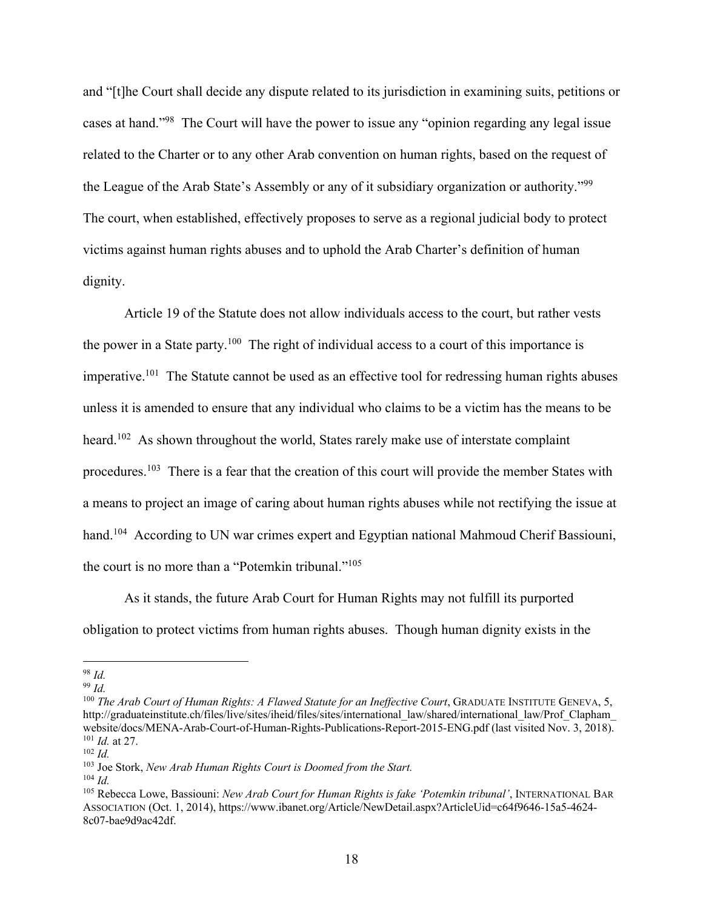and "[t]he Court shall decide any dispute related to its jurisdiction in examining suits, petitions or cases at hand."[98] The Court will have the power to issue any "opinion regarding any legal issue related to the Charter or to any other Arab convention on human rights, based on the request of the League of the Arab State's Assembly or any of it subsidiary organization or authority."[99] The court, when established, effectively proposes to serve as a regional judicial body to protect victims against human rights abuses and to uphold the Arab Charter's definition of human dignity.

Article 19 of the Statute does not allow individuals access to the court, but rather vests the power in a State party.[100] The right of individual access to a court of this importance is imperative.[101] The Statute cannot be used as an effective tool for redressing human rights abuses unless it is amended to ensure that any individual who claims to be a victim has the means to be heard.[102] As shown throughout the world, States rarely make use of interstate complaint procedures.[103] There is a fear that the creation of this court will provide the member States with a means to project an image of caring about human rights abuses while not rectifying the issue at hand.[104] According to UN war crimes expert and Egyptian national Mahmoud Cherif Bassiouni, the court is no more than a "Potemkin tribunal."[105]

As it stands, the future Arab Court for Human Rights may not fulfill its purported obligation to protect victims from human rights abuses. Though human dignity exists in the

---

[98] *Id.*

[99] *Id.*

[100] *The Arab Court of Human Rights: A Flawed Statute for an Ineffective Court*, GRADUATE INSTITUTE GENEVA, 5, http://graduateinstitute.ch/files/live/sites/iheid/files/sites/international_law/shared/international_law/Prof_Clapham_website/docs/MENA-Arab-Court-of-Human-Rights-Publications-Report-2015-ENG.pdf (last visited Nov. 3, 2018).

[101] *Id.* at 27.

[102] *Id.*

[103] Joe Stork, *New Arab Human Rights Court is Doomed from the Start.*

[104] *Id.*

[105] Rebecca Lowe, Bassiouni: *New Arab Court for Human Rights is fake 'Potemkin tribunal'*, INTERNATIONAL BAR ASSOCIATION (Oct. 1, 2014), https://www.ibanet.org/Article/NewDetail.aspx?ArticleUid=c64f9646-15a5-4624-8c07-bae9d9ac42df.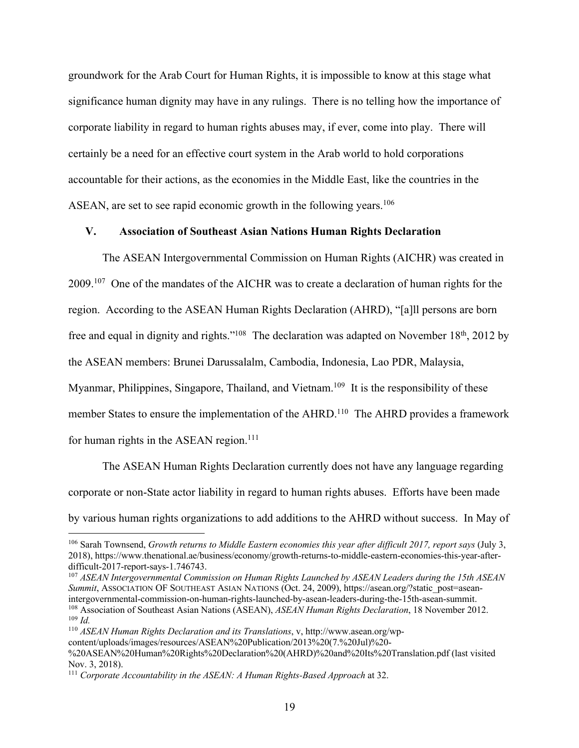groundwork for the Arab Court for Human Rights, it is impossible to know at this stage what significance human dignity may have in any rulings. There is no telling how the importance of corporate liability in regard to human rights abuses may, if ever, come into play. There will certainly be a need for an effective court system in the Arab world to hold corporations accountable for their actions, as the economies in the Middle East, like the countries in the ASEAN, are set to see rapid economic growth in the following years.[106]

## V. Association of Southeast Asian Nations Human Rights Declaration

The ASEAN Intergovernmental Commission on Human Rights (AICHR) was created in 2009.[107] One of the mandates of the AICHR was to create a declaration of human rights for the region. According to the ASEAN Human Rights Declaration (AHRD), "[a]ll persons are born free and equal in dignity and rights."[108] The declaration was adapted on November 18th, 2012 by the ASEAN members: Brunei Darussalalm, Cambodia, Indonesia, Lao PDR, Malaysia, Myanmar, Philippines, Singapore, Thailand, and Vietnam.[109] It is the responsibility of these member States to ensure the implementation of the AHRD.[110] The AHRD provides a framework for human rights in the ASEAN region.[111]

The ASEAN Human Rights Declaration currently does not have any language regarding corporate or non-State actor liability in regard to human rights abuses. Efforts have been made by various human rights organizations to add additions to the AHRD without success. In May of

---

[106] Sarah Townsend, *Growth returns to Middle Eastern economies this year after difficult 2017, report says* (July 3, 2018), https://www.thenational.ae/business/economy/growth-returns-to-middle-eastern-economies-this-year-after-difficult-2017-report-says-1.746743.

[107] *ASEAN Intergovernmental Commission on Human Rights Launched by ASEAN Leaders during the 15th ASEAN Summit*, ASSOCIATION OF SOUTHEAST ASIAN NATIONS (Oct. 24, 2009), https://asean.org/?static_post=asean-intergovernmental-commission-on-human-rights-launched-by-asean-leaders-during-the-15th-asean-summit.

[108] Association of Southeast Asian Nations (ASEAN), *ASEAN Human Rights Declaration*, 18 November 2012.

[109] *Id.*

[110] *ASEAN Human Rights Declaration and its Translations*, v, http://www.asean.org/wp-content/uploads/images/resources/ASEAN%20Publication/2013%20(7.%20Jul)%20-%20ASEAN%20Human%20Rights%20Declaration%20(AHRD)%20and%20Its%20Translation.pdf (last visited Nov. 3, 2018).

[111] *Corporate Accountability in the ASEAN: A Human Rights-Based Approach* at 32.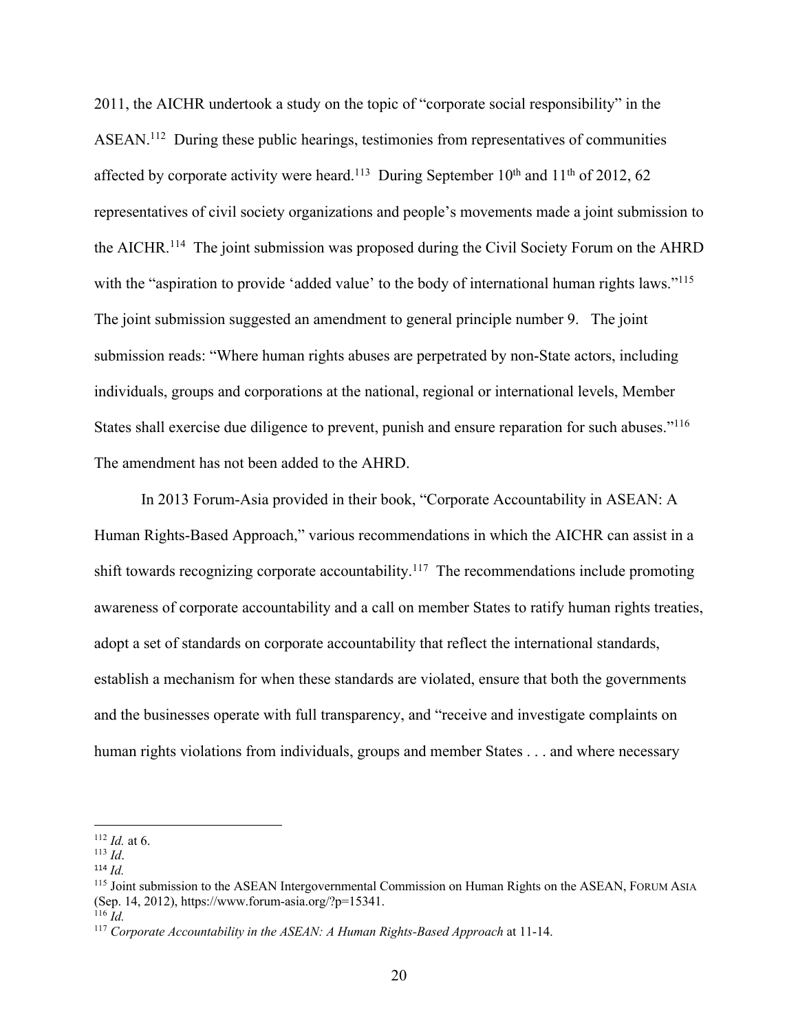2011, the AICHR undertook a study on the topic of "corporate social responsibility" in the ASEAN.[112] During these public hearings, testimonies from representatives of communities affected by corporate activity were heard.[113] During September 10th and 11th of 2012, 62 representatives of civil society organizations and people's movements made a joint submission to the AICHR.[114] The joint submission was proposed during the Civil Society Forum on the AHRD with the "aspiration to provide 'added value' to the body of international human rights laws."[115] The joint submission suggested an amendment to general principle number 9. The joint submission reads: "Where human rights abuses are perpetrated by non-State actors, including individuals, groups and corporations at the national, regional or international levels, Member States shall exercise due diligence to prevent, punish and ensure reparation for such abuses."[116] The amendment has not been added to the AHRD.

In 2013 Forum-Asia provided in their book, "Corporate Accountability in ASEAN: A Human Rights-Based Approach," various recommendations in which the AICHR can assist in a shift towards recognizing corporate accountability.[117] The recommendations include promoting awareness of corporate accountability and a call on member States to ratify human rights treaties, adopt a set of standards on corporate accountability that reflect the international standards, establish a mechanism for when these standards are violated, ensure that both the governments and the businesses operate with full transparency, and "receive and investigate complaints on human rights violations from individuals, groups and member States . . . and where necessary

---

[112] *Id.* at 6.
[113] *Id*.
[114] *Id.*
[115] Joint submission to the ASEAN Intergovernmental Commission on Human Rights on the ASEAN, FORUM ASIA (Sep. 14, 2012), https://www.forum-asia.org/?p=15341.
[116] *Id.*
[117] *Corporate Accountability in the ASEAN: A Human Rights-Based Approach* at 11-14.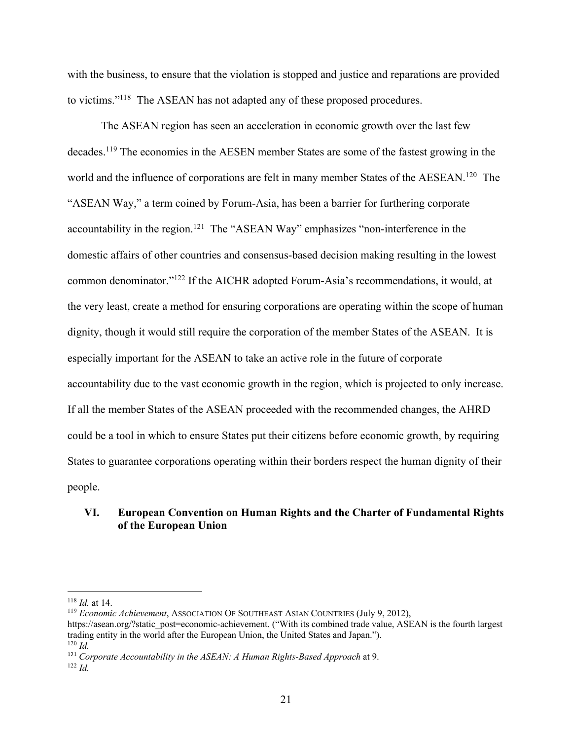with the business, to ensure that the violation is stopped and justice and reparations are provided to victims."[118] The ASEAN has not adapted any of these proposed procedures.

The ASEAN region has seen an acceleration in economic growth over the last few decades.[119] The economies in the AESEN member States are some of the fastest growing in the world and the influence of corporations are felt in many member States of the AESEAN.[120] The "ASEAN Way," a term coined by Forum-Asia, has been a barrier for furthering corporate accountability in the region.[121] The "ASEAN Way" emphasizes "non-interference in the domestic affairs of other countries and consensus-based decision making resulting in the lowest common denominator."[122] If the AICHR adopted Forum-Asia's recommendations, it would, at the very least, create a method for ensuring corporations are operating within the scope of human dignity, though it would still require the corporation of the member States of the ASEAN. It is especially important for the ASEAN to take an active role in the future of corporate accountability due to the vast economic growth in the region, which is projected to only increase. If all the member States of the ASEAN proceeded with the recommended changes, the AHRD could be a tool in which to ensure States put their citizens before economic growth, by requiring States to guarantee corporations operating within their borders respect the human dignity of their people.

## VI. European Convention on Human Rights and the Charter of Fundamental Rights of the European Union

---

[118] *Id.* at 14.

[119] *Economic Achievement*, ASSOCIATION OF SOUTHEAST ASIAN COUNTRIES (July 9, 2012), https://asean.org/?static_post=economic-achievement. ("With its combined trade value, ASEAN is the fourth largest trading entity in the world after the European Union, the United States and Japan.").

[120] *Id.*

[121] *Corporate Accountability in the ASEAN: A Human Rights-Based Approach* at 9.

[122] *Id.*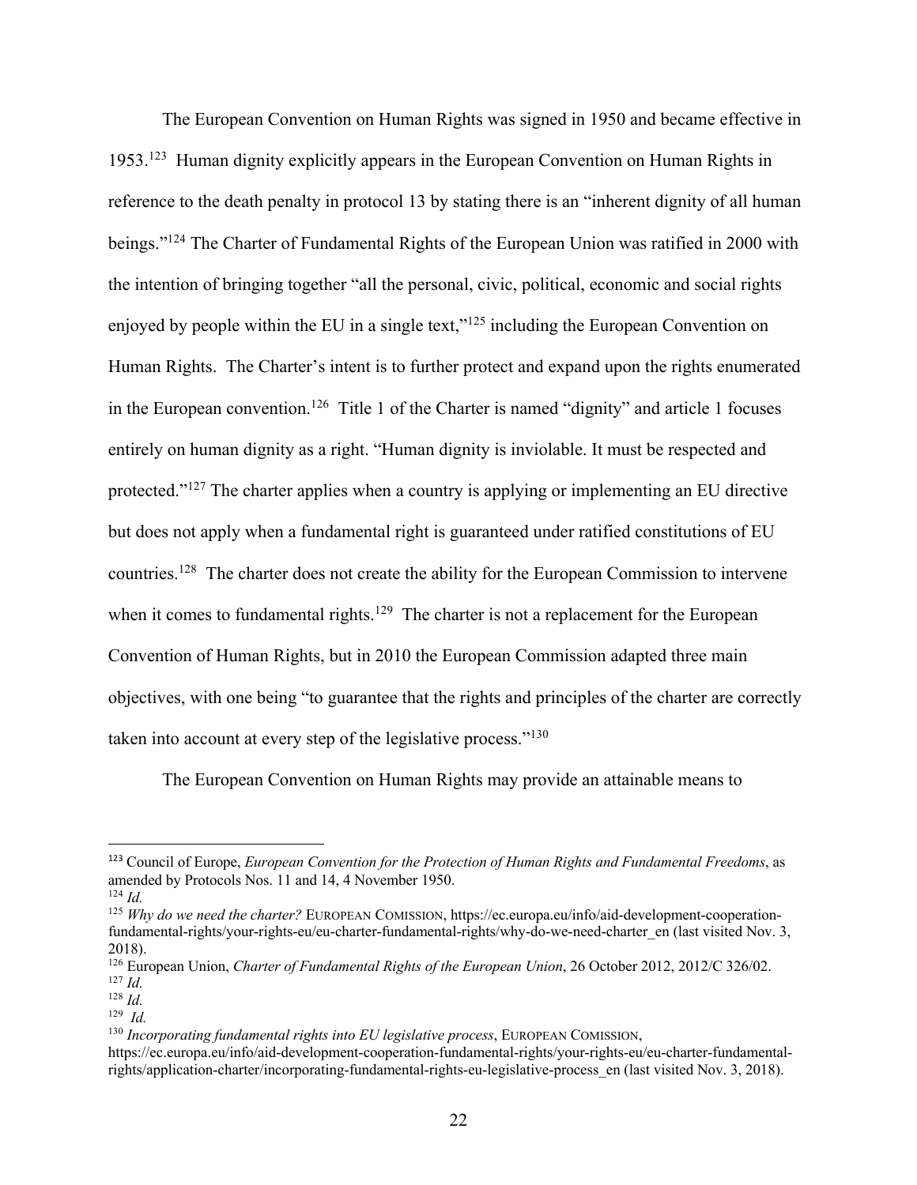The European Convention on Human Rights was signed in 1950 and became effective in 1953.[123] Human dignity explicitly appears in the European Convention on Human Rights in reference to the death penalty in protocol 13 by stating there is an "inherent dignity of all human beings."[124] The Charter of Fundamental Rights of the European Union was ratified in 2000 with the intention of bringing together "all the personal, civic, political, economic and social rights enjoyed by people within the EU in a single text,"[125] including the European Convention on Human Rights. The Charter's intent is to further protect and expand upon the rights enumerated in the European convention.[126] Title 1 of the Charter is named "dignity" and article 1 focuses entirely on human dignity as a right. "Human dignity is inviolable. It must be respected and protected."[127] The charter applies when a country is applying or implementing an EU directive but does not apply when a fundamental right is guaranteed under ratified constitutions of EU countries.[128] The charter does not create the ability for the European Commission to intervene when it comes to fundamental rights.[129] The charter is not a replacement for the European Convention of Human Rights, but in 2010 the European Commission adapted three main objectives, with one being "to guarantee that the rights and principles of the charter are correctly taken into account at every step of the legislative process."[130]

The European Convention on Human Rights may provide an attainable means to

---

[123] Council of Europe, *European Convention for the Protection of Human Rights and Fundamental Freedoms*, as amended by Protocols Nos. 11 and 14, 4 November 1950.

[124] *Id.*

[125] *Why do we need the charter?* EUROPEAN COMISSION, https://ec.europa.eu/info/aid-development-cooperation-fundamental-rights/your-rights-eu/eu-charter-fundamental-rights/why-do-we-need-charter_en (last visited Nov. 3, 2018).

[126] European Union, *Charter of Fundamental Rights of the European Union*, 26 October 2012, 2012/C 326/02.

[127] *Id.*

[128] *Id.*

[129] *Id.*

[130] *Incorporating fundamental rights into EU legislative process*, EUROPEAN COMISSION, https://ec.europa.eu/info/aid-development-cooperation-fundamental-rights/your-rights-eu/eu-charter-fundamental-rights/application-charter/incorporating-fundamental-rights-eu-legislative-process_en (last visited Nov. 3, 2018).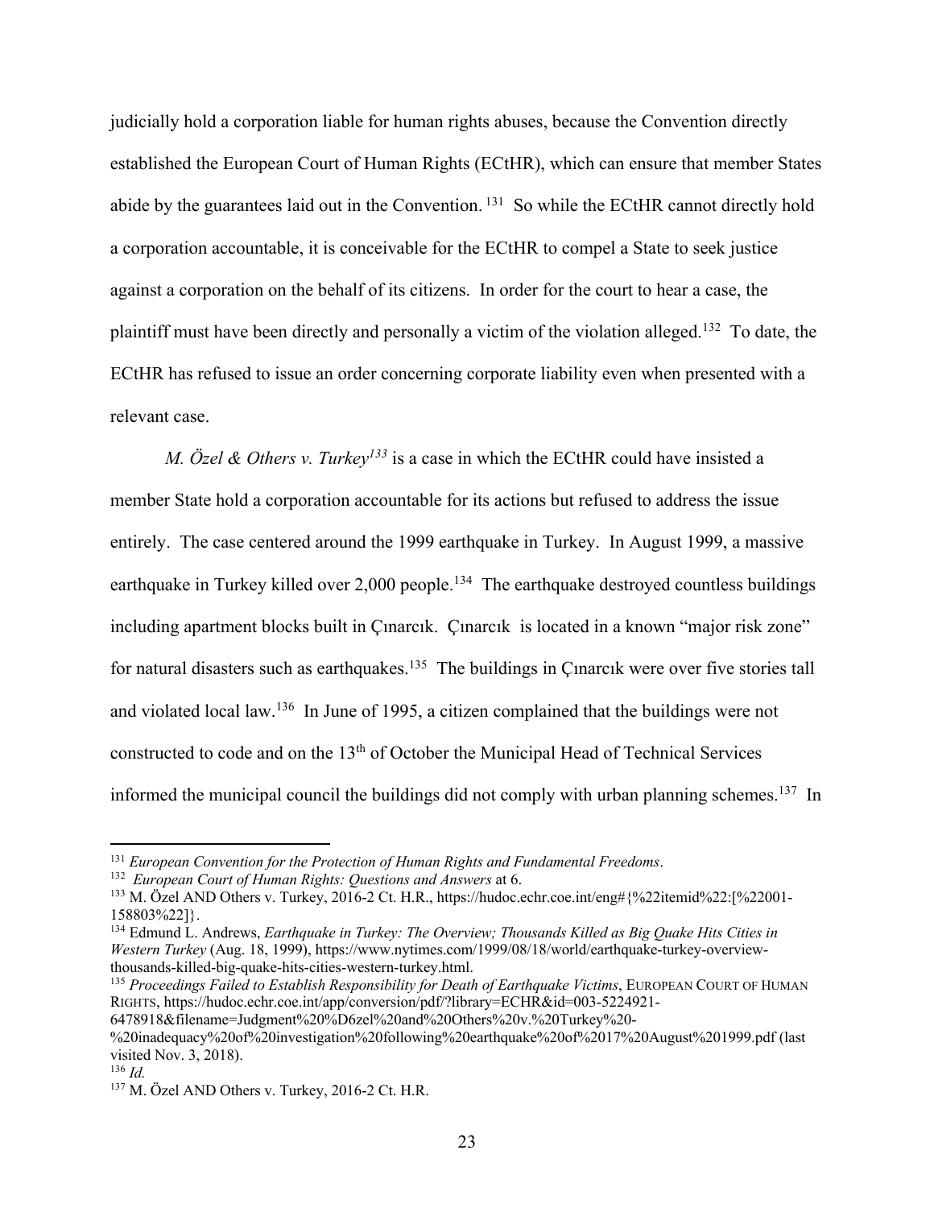judicially hold a corporation liable for human rights abuses, because the Convention directly established the European Court of Human Rights (ECtHR), which can ensure that member States abide by the guarantees laid out in the Convention.[131] So while the ECtHR cannot directly hold a corporation accountable, it is conceivable for the ECtHR to compel a State to seek justice against a corporation on the behalf of its citizens. In order for the court to hear a case, the plaintiff must have been directly and personally a victim of the violation alleged.[132] To date, the ECtHR has refused to issue an order concerning corporate liability even when presented with a relevant case.

*M. Özel & Others v. Turkey*[133] is a case in which the ECtHR could have insisted a member State hold a corporation accountable for its actions but refused to address the issue entirely. The case centered around the 1999 earthquake in Turkey. In August 1999, a massive earthquake in Turkey killed over 2,000 people.[134] The earthquake destroyed countless buildings including apartment blocks built in Çınarcık. Çınarcık is located in a known "major risk zone" for natural disasters such as earthquakes.[135] The buildings in Çınarcık were over five stories tall and violated local law.[136] In June of 1995, a citizen complained that the buildings were not constructed to code and on the 13th of October the Municipal Head of Technical Services informed the municipal council the buildings did not comply with urban planning schemes.[137] In

---

[131] *European Convention for the Protection of Human Rights and Fundamental Freedoms*.

[132] *European Court of Human Rights: Questions and Answers* at 6.

[133] M. Özel AND Others v. Turkey, 2016-2 Ct. H.R., https://hudoc.echr.coe.int/eng#{%22itemid%22:[%22001-158803%22]}.

[134] Edmund L. Andrews, *Earthquake in Turkey: The Overview; Thousands Killed as Big Quake Hits Cities in Western Turkey* (Aug. 18, 1999), https://www.nytimes.com/1999/08/18/world/earthquake-turkey-overview-thousands-killed-big-quake-hits-cities-western-turkey.html.

[135] *Proceedings Failed to Establish Responsibility for Death of Earthquake Victims*, EUROPEAN COURT OF HUMAN RIGHTS, https://hudoc.echr.coe.int/app/conversion/pdf/?library=ECHR&id=003-5224921-6478918&filename=Judgment%20%D6zel%20and%20Others%20v.%20Turkey%20-%20inadequacy%20of%20investigation%20following%20earthquake%20of%2017%20August%201999.pdf (last visited Nov. 3, 2018).

[136] *Id.*

[137] M. Özel AND Others v. Turkey, 2016-2 Ct. H.R.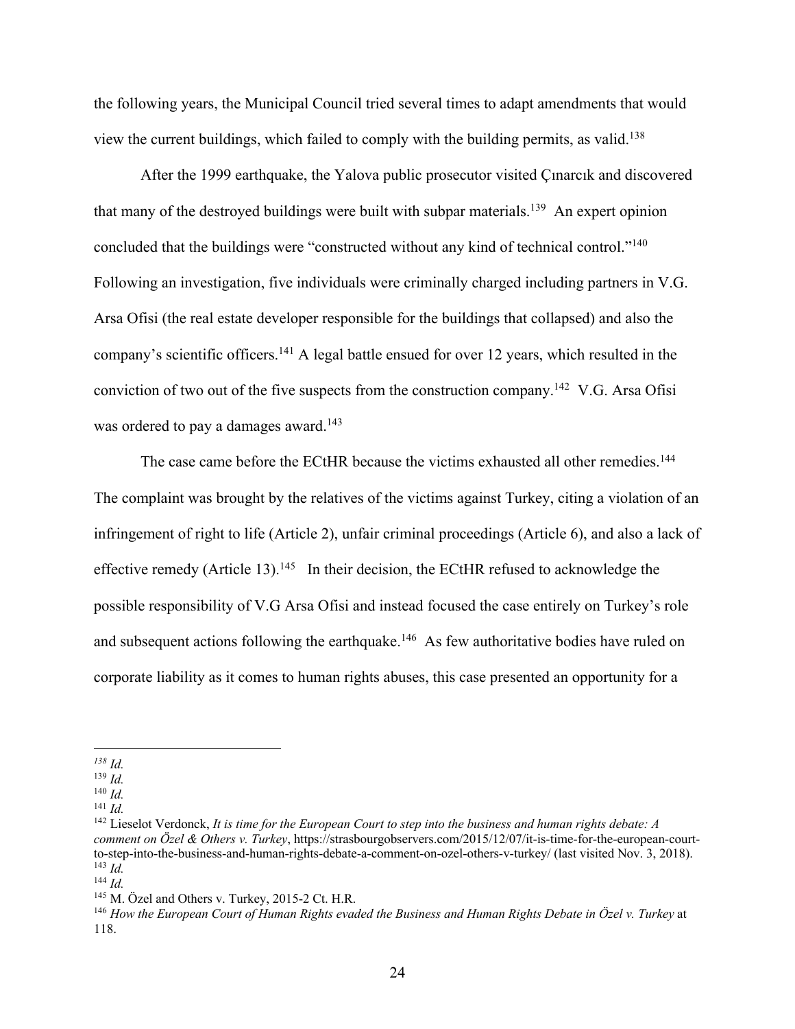the following years, the Municipal Council tried several times to adapt amendments that would view the current buildings, which failed to comply with the building permits, as valid.[138]

After the 1999 earthquake, the Yalova public prosecutor visited Çınarcık and discovered that many of the destroyed buildings were built with subpar materials.[139] An expert opinion concluded that the buildings were "constructed without any kind of technical control."[140] Following an investigation, five individuals were criminally charged including partners in V.G. Arsa Ofisi (the real estate developer responsible for the buildings that collapsed) and also the company's scientific officers.[141] A legal battle ensued for over 12 years, which resulted in the conviction of two out of the five suspects from the construction company.[142] V.G. Arsa Ofisi was ordered to pay a damages award.[143]

The case came before the ECtHR because the victims exhausted all other remedies.[144] The complaint was brought by the relatives of the victims against Turkey, citing a violation of an infringement of right to life (Article 2), unfair criminal proceedings (Article 6), and also a lack of effective remedy (Article 13).[145] In their decision, the ECtHR refused to acknowledge the possible responsibility of V.G Arsa Ofisi and instead focused the case entirely on Turkey's role and subsequent actions following the earthquake.[146] As few authoritative bodies have ruled on corporate liability as it comes to human rights abuses, this case presented an opportunity for a

---

[138] *Id.*

[139] *Id.*

[140] *Id.*

[141] *Id.*

[142] Lieselot Verdonck, *It is time for the European Court to step into the business and human rights debate: A comment on Özel & Others v. Turkey*, https://strasbourgobservers.com/2015/12/07/it-is-time-for-the-european-court-to-step-into-the-business-and-human-rights-debate-a-comment-on-ozel-others-v-turkey/ (last visited Nov. 3, 2018).

[143] *Id.*

[144] *Id.*

[145] M. Özel and Others v. Turkey, 2015-2 Ct. H.R.

[146] *How the European Court of Human Rights evaded the Business and Human Rights Debate in Özel v. Turkey* at 118.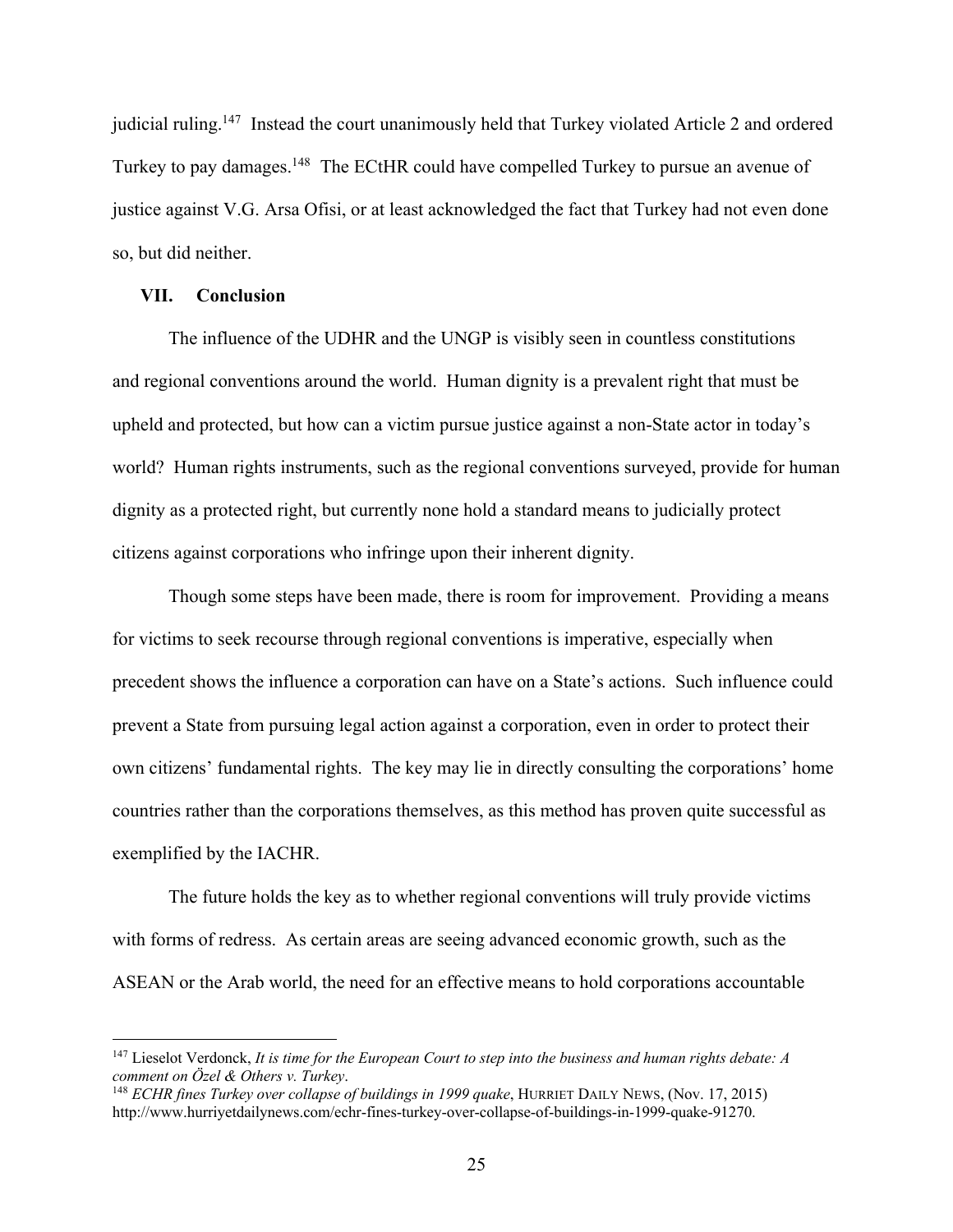judicial ruling.[147] Instead the court unanimously held that Turkey violated Article 2 and ordered Turkey to pay damages.[148] The ECtHR could have compelled Turkey to pursue an avenue of justice against V.G. Arsa Ofisi, or at least acknowledged the fact that Turkey had not even done so, but did neither.

## VII. Conclusion

The influence of the UDHR and the UNGP is visibly seen in countless constitutions and regional conventions around the world. Human dignity is a prevalent right that must be upheld and protected, but how can a victim pursue justice against a non-State actor in today's world? Human rights instruments, such as the regional conventions surveyed, provide for human dignity as a protected right, but currently none hold a standard means to judicially protect citizens against corporations who infringe upon their inherent dignity.

Though some steps have been made, there is room for improvement. Providing a means for victims to seek recourse through regional conventions is imperative, especially when precedent shows the influence a corporation can have on a State's actions. Such influence could prevent a State from pursuing legal action against a corporation, even in order to protect their own citizens' fundamental rights. The key may lie in directly consulting the corporations' home countries rather than the corporations themselves, as this method has proven quite successful as exemplified by the IACHR.

The future holds the key as to whether regional conventions will truly provide victims with forms of redress. As certain areas are seeing advanced economic growth, such as the ASEAN or the Arab world, the need for an effective means to hold corporations accountable

---

[147] Lieselot Verdonck, *It is time for the European Court to step into the business and human rights debate: A comment on Özel & Others v. Turkey*.

[148] *ECHR fines Turkey over collapse of buildings in 1999 quake*, HURRIET DAILY NEWS, (Nov. 17, 2015) http://www.hurriyetdailynews.com/echr-fines-turkey-over-collapse-of-buildings-in-1999-quake-91270.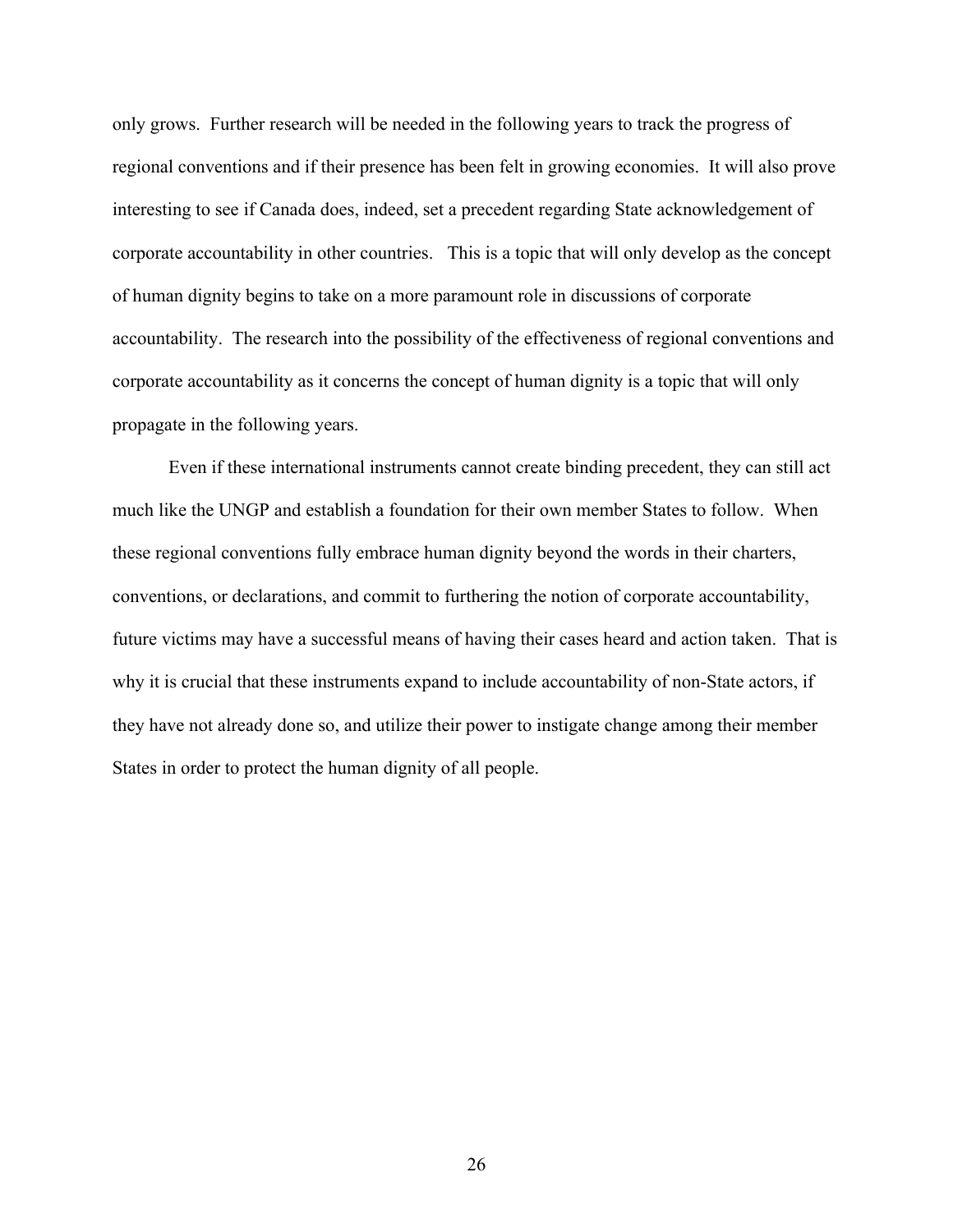only grows. Further research will be needed in the following years to track the progress of regional conventions and if their presence has been felt in growing economies. It will also prove interesting to see if Canada does, indeed, set a precedent regarding State acknowledgement of corporate accountability in other countries. This is a topic that will only develop as the concept of human dignity begins to take on a more paramount role in discussions of corporate accountability. The research into the possibility of the effectiveness of regional conventions and corporate accountability as it concerns the concept of human dignity is a topic that will only propagate in the following years.

Even if these international instruments cannot create binding precedent, they can still act much like the UNGP and establish a foundation for their own member States to follow. When these regional conventions fully embrace human dignity beyond the words in their charters, conventions, or declarations, and commit to furthering the notion of corporate accountability, future victims may have a successful means of having their cases heard and action taken. That is why it is crucial that these instruments expand to include accountability of non-State actors, if they have not already done so, and utilize their power to instigate change among their member States in order to protect the human dignity of all people.